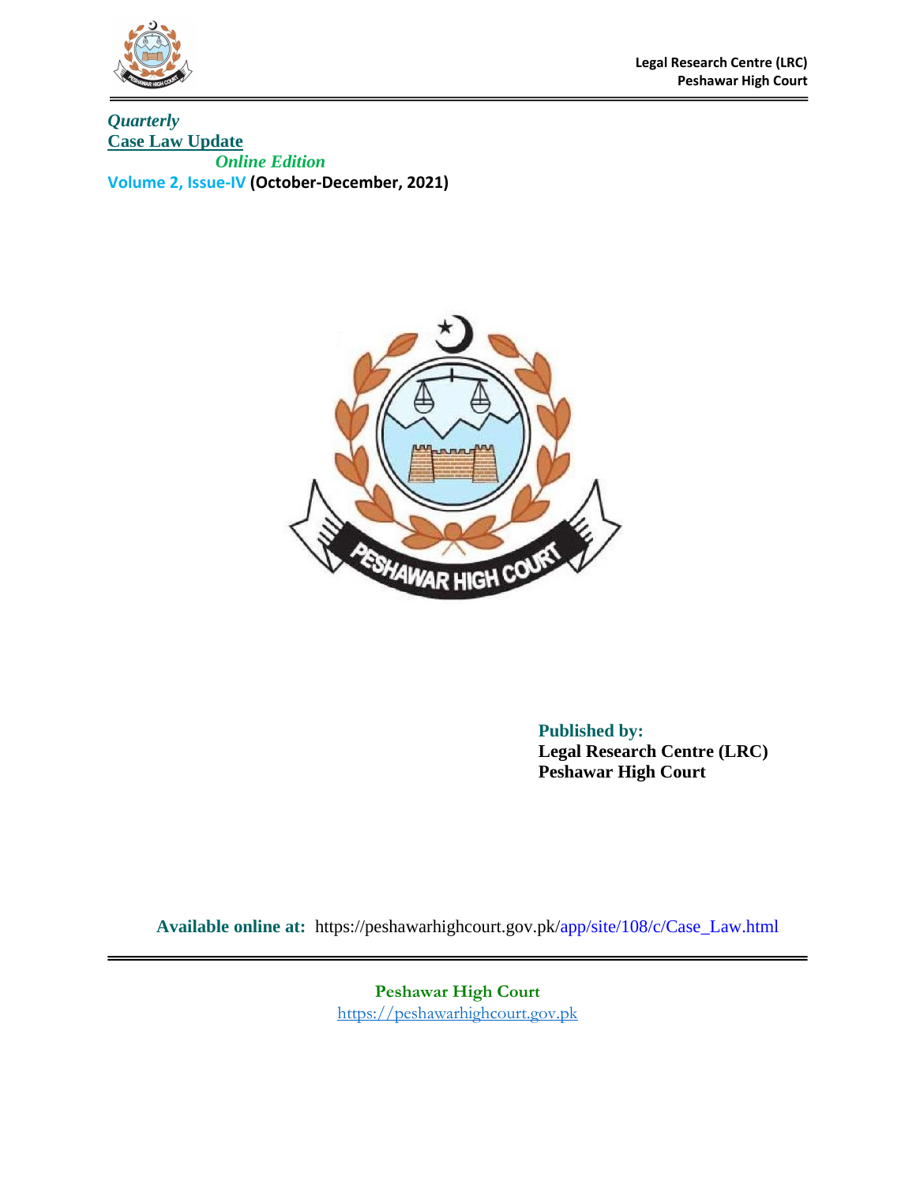Legal Research Centre (LRC)
Peshawar High Court

*Quarterly*

# Case Law Update

*Online Edition*

**Volume 2, Issue-IV (October-December, 2021)**

**Published by:**
**Legal Research Centre (LRC)**
**Peshawar High Court**

**Available online at:** https://peshawarhighcourt.gov.pk/app/site/108/c/Case_Law.html

**Peshawar High Court**
https://peshawarhighcourt.gov.pk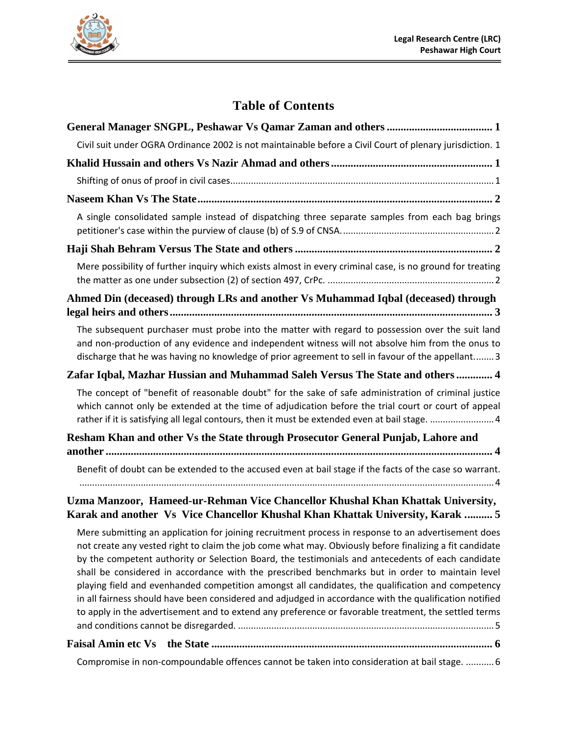# Table of Contents

**General Manager SNGPL, Peshawar Vs Qamar Zaman and others** ..................................... 1

Civil suit under OGRA Ordinance 2002 is not maintainable before a Civil Court of plenary jurisdiction. 1

**Khalid Hussain and others Vs Nazir Ahmad and others** ......................................................... 1

Shifting of onus of proof in civil cases..................................................................................................... 1

**Naseem Khan Vs The State** ........................................................................................................ 2

A single consolidated sample instead of dispatching three separate samples from each bag brings petitioner's case within the purview of clause (b) of S.9 of CNSA. .......................................................... 2

**Haji Shah Behram Versus The State and others** ...................................................................... 2

Mere possibility of further inquiry which exists almost in every criminal case, is no ground for treating the matter as one under subsection (2) of section 497, CrPc. ................................................................ 2

**Ahmed Din (deceased) through LRs and another Vs Muhammad Iqbal (deceased) through legal heirs and others** ................................................................................................................... 3

The subsequent purchaser must probe into the matter with regard to possession over the suit land and non-production of any evidence and independent witness will not absolve him from the onus to discharge that he was having no knowledge of prior agreement to sell in favour of the appellant........ 3

**Zafar Iqbal, Mazhar Hussian and Muhammad Saleh Versus The State and others** ............. 4

The concept of "benefit of reasonable doubt" for the sake of safe administration of criminal justice which cannot only be extended at the time of adjudication before the trial court or court of appeal rather if it is satisfying all legal contours, then it must be extended even at bail stage. ......................... 4

**Resham Khan and other Vs the State through Prosecutor General Punjab, Lahore and another** ......................................................................................................................................... 4

Benefit of doubt can be extended to the accused even at bail stage if the facts of the case so warrant. .............................................................................................................................................................. 4

**Uzma Manzoor, Hameed-ur-Rehman Vice Chancellor Khushal Khan Khattak University, Karak and another Vs Vice Chancellor Khushal Khan Khattak University, Karak** .......... 5

Mere submitting an application for joining recruitment process in response to an advertisement does not create any vested right to claim the job come what may. Obviously before finalizing a fit candidate by the competent authority or Selection Board, the testimonials and antecedents of each candidate shall be considered in accordance with the prescribed benchmarks but in order to maintain level playing field and evenhanded competition amongst all candidates, the qualification and competency in all fairness should have been considered and adjudged in accordance with the qualification notified to apply in the advertisement and to extend any preference or favorable treatment, the settled terms and conditions cannot be disregarded. .................................................................................................. 5

**Faisal Amin etc Vs the State** .................................................................................................... 6

Compromise in non-compoundable offences cannot be taken into consideration at bail stage. ........... 6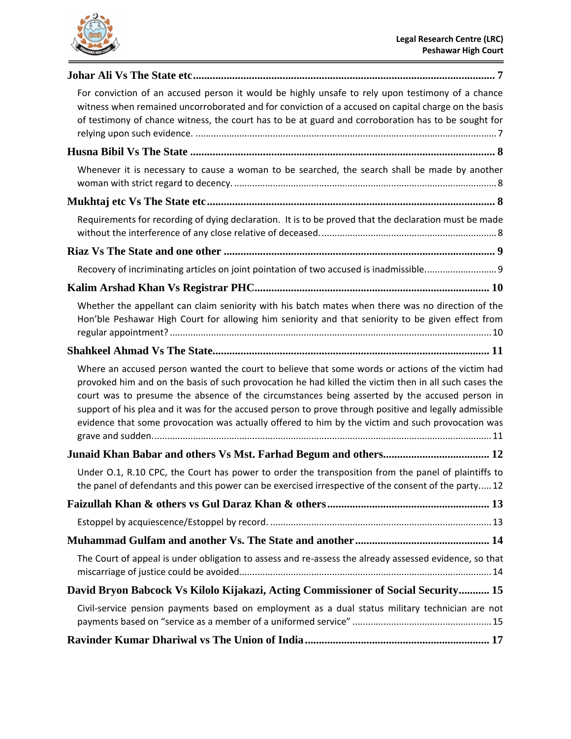**Johar Ali Vs The State etc** ........................................................................................................ 7

For conviction of an accused person it would be highly unsafe to rely upon testimony of a chance witness when remained uncorroborated and for conviction of a accused on capital charge on the basis of testimony of chance witness, the court has to be at guard and corroboration has to be sought for relying upon such evidence. ........................................................................................................ 7

**Husna Bibil Vs The State** ........................................................................................................ 8

Whenever it is necessary to cause a woman to be searched, the search shall be made by another woman with strict regard to decency. ........................................................................................................ 8

**Mukhtaj etc Vs The State etc** ........................................................................................................ 8

Requirements for recording of dying declaration. It is to be proved that the declaration must be made without the interference of any close relative of deceased. ........................................................................................................ 8

**Riaz Vs The State and one other** ........................................................................................................ 9

Recovery of incriminating articles on joint pointation of two accused is inadmissible. ........................................................................................................ 9

**Kalim Arshad Khan Vs Registrar PHC** ........................................................................................................ 10

Whether the appellant can claim seniority with his batch mates when there was no direction of the Hon'ble Peshawar High Court for allowing him seniority and that seniority to be given effect from regular appointment? ........................................................................................................ 10

**Shahkeel Ahmad Vs The State** ........................................................................................................ 11

Where an accused person wanted the court to believe that some words or actions of the victim had provoked him and on the basis of such provocation he had killed the victim then in all such cases the court was to presume the absence of the circumstances being asserted by the accused person in support of his plea and it was for the accused person to prove through positive and legally admissible evidence that some provocation was actually offered to him by the victim and such provocation was grave and sudden. ........................................................................................................ 11

**Junaid Khan Babar and others Vs Mst. Farhad Begum and others** ........................................................................................................ 12

Under O.1, R.10 CPC, the Court has power to order the transposition from the panel of plaintiffs to the panel of defendants and this power can be exercised irrespective of the consent of the party ..... 12

**Faizullah Khan & others vs Gul Daraz Khan & others** ........................................................................................................ 13

Estoppel by acquiescence/Estoppel by record. ........................................................................................................ 13

**Muhammad Gulfam and another Vs. The State and another** ........................................................................................................ 14

The Court of appeal is under obligation to assess and re-assess the already assessed evidence, so that miscarriage of justice could be avoided ........................................................................................................ 14

**David Bryon Babcock Vs Kilolo Kijakazi, Acting Commissioner of Social Security** ........... 15

Civil-service pension payments based on employment as a dual status military technician are not payments based on "service as a member of a uniformed service" ........................................................................................................ 15

**Ravinder Kumar Dhariwal vs The Union of India** ........................................................................................................ 17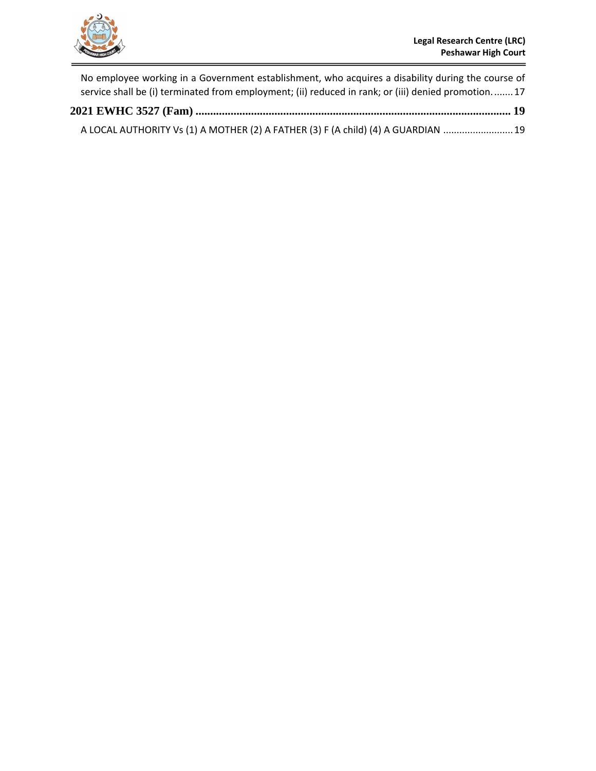No employee working in a Government establishment, who acquires a disability during the course of service shall be (i) terminated from employment; (ii) reduced in rank; or (iii) denied promotion. ....... 17

**2021 EWHC 3527 (Fam) ........................................................................................................... 19**

A LOCAL AUTHORITY Vs (1) A MOTHER (2) A FATHER (3) F (A child) (4) A GUARDIAN ......................... 19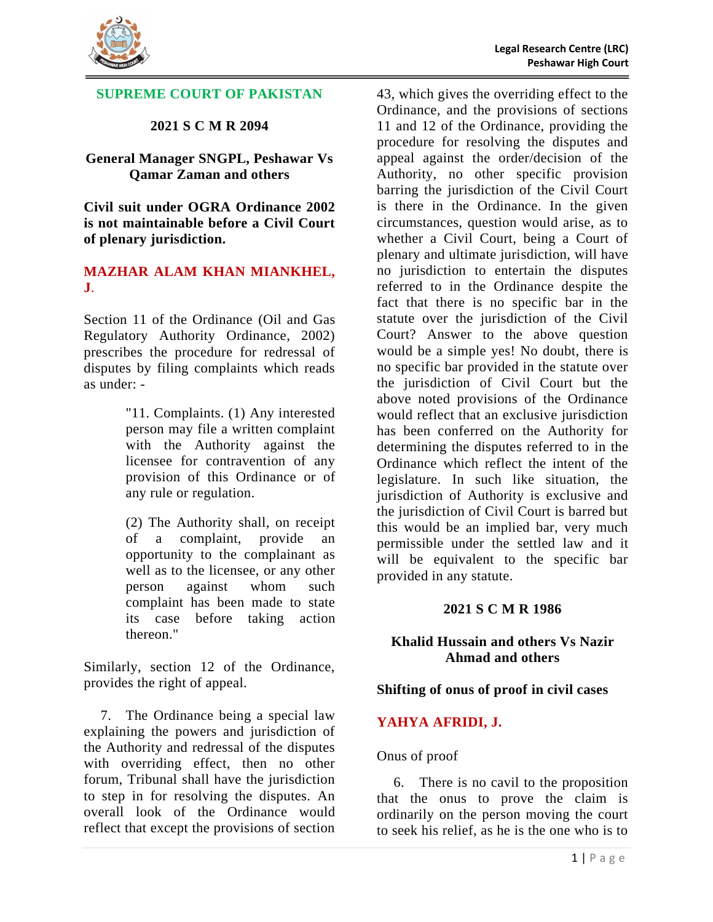## SUPREME COURT OF PAKISTAN

### 2021 S C M R 2094

### General Manager SNGPL, Peshawar Vs Qamar Zaman and others

**Civil suit under OGRA Ordinance 2002 is not maintainable before a Civil Court of plenary jurisdiction.**

**MAZHAR ALAM KHAN MIANKHEL, J.**

Section 11 of the Ordinance (Oil and Gas Regulatory Authority Ordinance, 2002) prescribes the procedure for redressal of disputes by filing complaints which reads as under: -

> "11. Complaints. (1) Any interested person may file a written complaint with the Authority against the licensee for contravention of any provision of this Ordinance or of any rule or regulation.
>
> (2) The Authority shall, on receipt of a complaint, provide an opportunity to the complainant as well as to the licensee, or any other person against whom such complaint has been made to state its case before taking action thereon."

Similarly, section 12 of the Ordinance, provides the right of appeal.

7. The Ordinance being a special law explaining the powers and jurisdiction of the Authority and redressal of the disputes with overriding effect, then no other forum, Tribunal shall have the jurisdiction to step in for resolving the disputes. An overall look of the Ordinance would reflect that except the provisions of section 43, which gives the overriding effect to the Ordinance, and the provisions of sections 11 and 12 of the Ordinance, providing the procedure for resolving the disputes and appeal against the order/decision of the Authority, no other specific provision barring the jurisdiction of the Civil Court is there in the Ordinance. In the given circumstances, question would arise, as to whether a Civil Court, being a Court of plenary and ultimate jurisdiction, will have no jurisdiction to entertain the disputes referred to in the Ordinance despite the fact that there is no specific bar in the statute over the jurisdiction of the Civil Court? Answer to the above question would be a simple yes! No doubt, there is no specific bar provided in the statute over the jurisdiction of Civil Court but the above noted provisions of the Ordinance would reflect that an exclusive jurisdiction has been conferred on the Authority for determining the disputes referred to in the Ordinance which reflect the intent of the legislature. In such like situation, the jurisdiction of Authority is exclusive and the jurisdiction of Civil Court is barred but this would be an implied bar, very much permissible under the settled law and it will be equivalent to the specific bar provided in any statute.

### 2021 S C M R 1986

### Khalid Hussain and others Vs Nazir Ahmad and others

**Shifting of onus of proof in civil cases**

**YAHYA AFRIDI, J.**

Onus of proof

6. There is no cavil to the proposition that the onus to prove the claim is ordinarily on the person moving the court to seek his relief, as he is the one who is to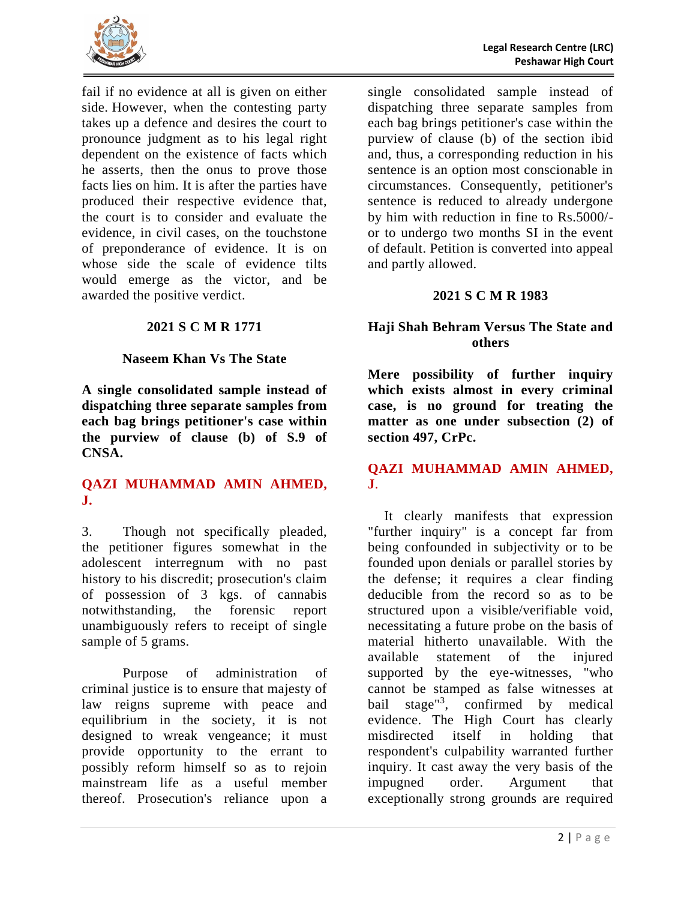fail if no evidence at all is given on either side. However, when the contesting party takes up a defence and desires the court to pronounce judgment as to his legal right dependent on the existence of facts which he asserts, then the onus to prove those facts lies on him. It is after the parties have produced their respective evidence that, the court is to consider and evaluate the evidence, in civil cases, on the touchstone of preponderance of evidence. It is on whose side the scale of evidence tilts would emerge as the victor, and be awarded the positive verdict.

**2021 S C M R 1771**

**Naseem Khan Vs The State**

**A single consolidated sample instead of dispatching three separate samples from each bag brings petitioner's case within the purview of clause (b) of S.9 of CNSA.**

**QAZI MUHAMMAD AMIN AHMED, J.**

3. Though not specifically pleaded, the petitioner figures somewhat in the adolescent interregnum with no past history to his discredit; prosecution's claim of possession of 3 kgs. of cannabis notwithstanding, the forensic report unambiguously refers to receipt of single sample of 5 grams.

Purpose of administration of criminal justice is to ensure that majesty of law reigns supreme with peace and equilibrium in the society, it is not designed to wreak vengeance; it must provide opportunity to the errant to possibly reform himself so as to rejoin mainstream life as a useful member thereof. Prosecution's reliance upon a single consolidated sample instead of dispatching three separate samples from each bag brings petitioner's case within the purview of clause (b) of the section ibid and, thus, a corresponding reduction in his sentence is an option most conscionable in circumstances. Consequently, petitioner's sentence is reduced to already undergone by him with reduction in fine to Rs.5000/- or to undergo two months SI in the event of default. Petition is converted into appeal and partly allowed.

**2021 S C M R 1983**

**Haji Shah Behram Versus The State and others**

**Mere possibility of further inquiry which exists almost in every criminal case, is no ground for treating the matter as one under subsection (2) of section 497, CrPc.**

**QAZI MUHAMMAD AMIN AHMED, J.**

It clearly manifests that expression "further inquiry" is a concept far from being confounded in subjectivity or to be founded upon denials or parallel stories by the defense; it requires a clear finding deducible from the record so as to be structured upon a visible/verifiable void, necessitating a future probe on the basis of material hitherto unavailable. With the available statement of the injured supported by the eye-witnesses, "who cannot be stamped as false witnesses at bail stage"[3], confirmed by medical evidence. The High Court has clearly misdirected itself in holding that respondent's culpability warranted further inquiry. It cast away the very basis of the impugned order. Argument that exceptionally strong grounds are required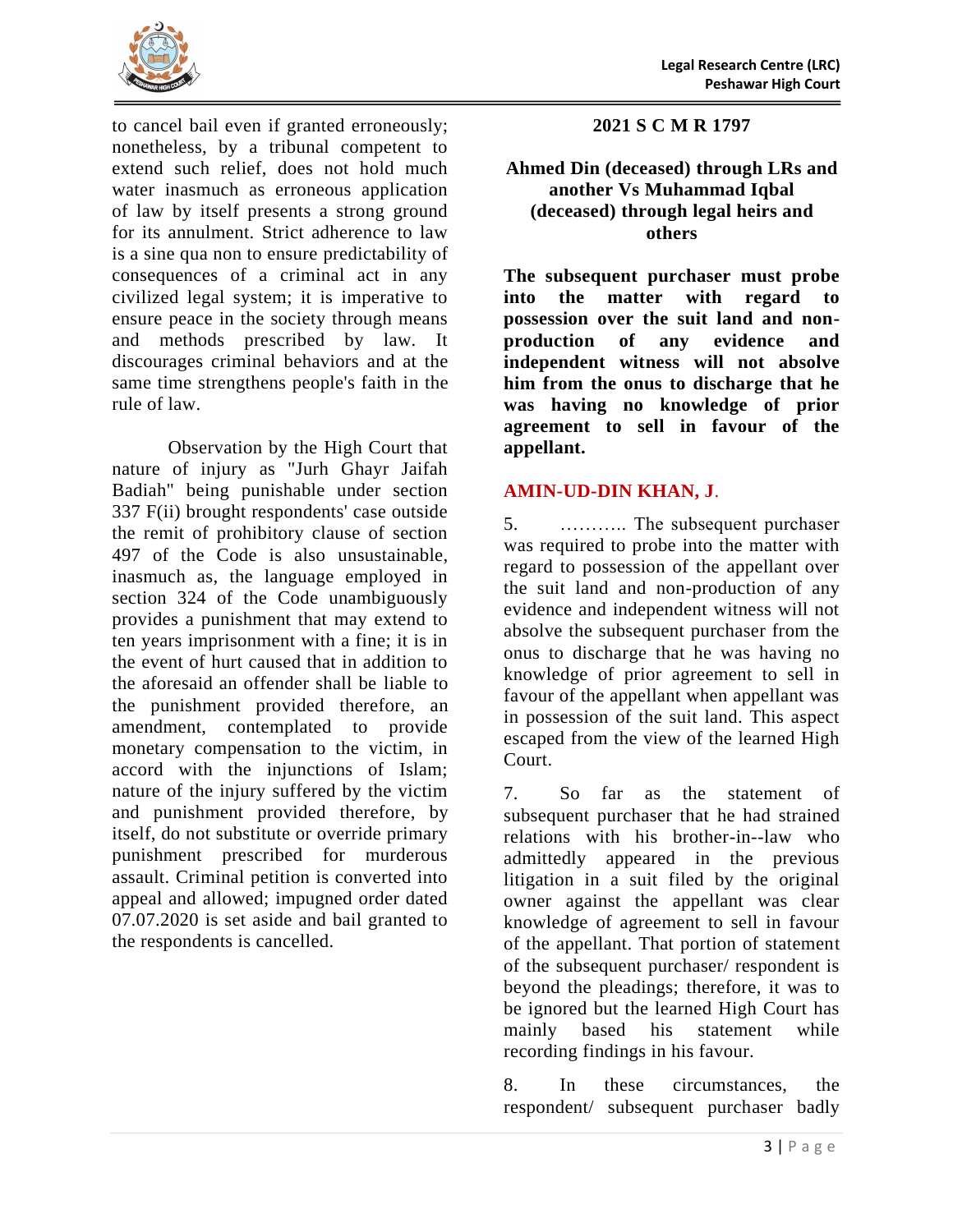to cancel bail even if granted erroneously; nonetheless, by a tribunal competent to extend such relief, does not hold much water inasmuch as erroneous application of law by itself presents a strong ground for its annulment. Strict adherence to law is a sine qua non to ensure predictability of consequences of a criminal act in any civilized legal system; it is imperative to ensure peace in the society through means and methods prescribed by law. It discourages criminal behaviors and at the same time strengthens people's faith in the rule of law.

Observation by the High Court that nature of injury as "Jurh Ghayr Jaifah Badiah" being punishable under section 337 F(ii) brought respondents' case outside the remit of prohibitory clause of section 497 of the Code is also unsustainable, inasmuch as, the language employed in section 324 of the Code unambiguously provides a punishment that may extend to ten years imprisonment with a fine; it is in the event of hurt caused that in addition to the aforesaid an offender shall be liable to the punishment provided therefore, an amendment, contemplated to provide monetary compensation to the victim, in accord with the injunctions of Islam; nature of the injury suffered by the victim and punishment provided therefore, by itself, do not substitute or override primary punishment prescribed for murderous assault. Criminal petition is converted into appeal and allowed; impugned order dated 07.07.2020 is set aside and bail granted to the respondents is cancelled.

## 2021 S C M R 1797

### Ahmed Din (deceased) through LRs and another Vs Muhammad Iqbal (deceased) through legal heirs and others

**The subsequent purchaser must probe into the matter with regard to possession over the suit land and non-production of any evidence and independent witness will not absolve him from the onus to discharge that he was having no knowledge of prior agreement to sell in favour of the appellant.**

**AMIN-UD-DIN KHAN, J.**

5. ……….. The subsequent purchaser was required to probe into the matter with regard to possession of the appellant over the suit land and non-production of any evidence and independent witness will not absolve the subsequent purchaser from the onus to discharge that he was having no knowledge of prior agreement to sell in favour of the appellant when appellant was in possession of the suit land. This aspect escaped from the view of the learned High Court.

7. So far as the statement of subsequent purchaser that he had strained relations with his brother-in--law who admittedly appeared in the previous litigation in a suit filed by the original owner against the appellant was clear knowledge of agreement to sell in favour of the appellant. That portion of statement of the subsequent purchaser/ respondent is beyond the pleadings; therefore, it was to be ignored but the learned High Court has mainly based his statement while recording findings in his favour.

8. In these circumstances, the respondent/ subsequent purchaser badly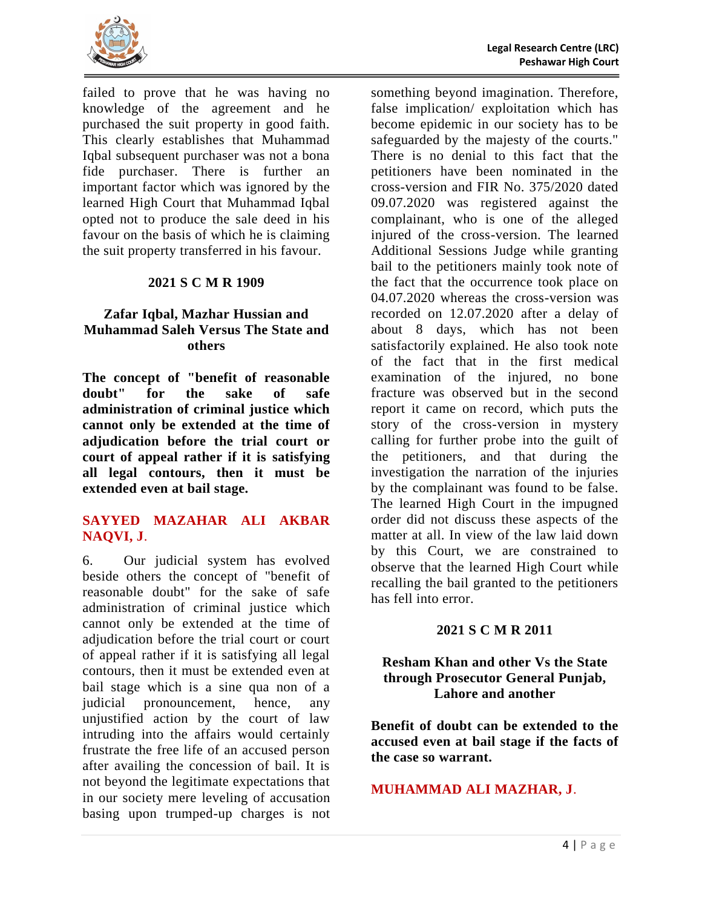failed to prove that he was having no knowledge of the agreement and he purchased the suit property in good faith. This clearly establishes that Muhammad Iqbal subsequent purchaser was not a bona fide purchaser. There is further an important factor which was ignored by the learned High Court that Muhammad Iqbal opted not to produce the sale deed in his favour on the basis of which he is claiming the suit property transferred in his favour.

### 2021 S C M R 1909

### Zafar Iqbal, Mazhar Hussian and Muhammad Saleh Versus The State and others

**The concept of "benefit of reasonable doubt" for the sake of safe administration of criminal justice which cannot only be extended at the time of adjudication before the trial court or court of appeal rather if it is satisfying all legal contours, then it must be extended even at bail stage.**

**SAYYED MAZAHAR ALI AKBAR NAQVI, J.**

6. Our judicial system has evolved beside others the concept of "benefit of reasonable doubt" for the sake of safe administration of criminal justice which cannot only be extended at the time of adjudication before the trial court or court of appeal rather if it is satisfying all legal contours, then it must be extended even at bail stage which is a sine qua non of a judicial pronouncement, hence, any unjustified action by the court of law intruding into the affairs would certainly frustrate the free life of an accused person after availing the concession of bail. It is not beyond the legitimate expectations that in our society mere leveling of accusation basing upon trumped-up charges is not something beyond imagination. Therefore, false implication/ exploitation which has become epidemic in our society has to be safeguarded by the majesty of the courts." There is no denial to this fact that the petitioners have been nominated in the cross-version and FIR No. 375/2020 dated 09.07.2020 was registered against the complainant, who is one of the alleged injured of the cross-version. The learned Additional Sessions Judge while granting bail to the petitioners mainly took note of the fact that the occurrence took place on 04.07.2020 whereas the cross-version was recorded on 12.07.2020 after a delay of about 8 days, which has not been satisfactorily explained. He also took note of the fact that in the first medical examination of the injured, no bone fracture was observed but in the second report it came on record, which puts the story of the cross-version in mystery calling for further probe into the guilt of the petitioners, and that during the investigation the narration of the injuries by the complainant was found to be false. The learned High Court in the impugned order did not discuss these aspects of the matter at all. In view of the law laid down by this Court, we are constrained to observe that the learned High Court while recalling the bail granted to the petitioners has fell into error.

### 2021 S C M R 2011

### Resham Khan and other Vs the State through Prosecutor General Punjab, Lahore and another

**Benefit of doubt can be extended to the accused even at bail stage if the facts of the case so warrant.**

**MUHAMMAD ALI MAZHAR, J.**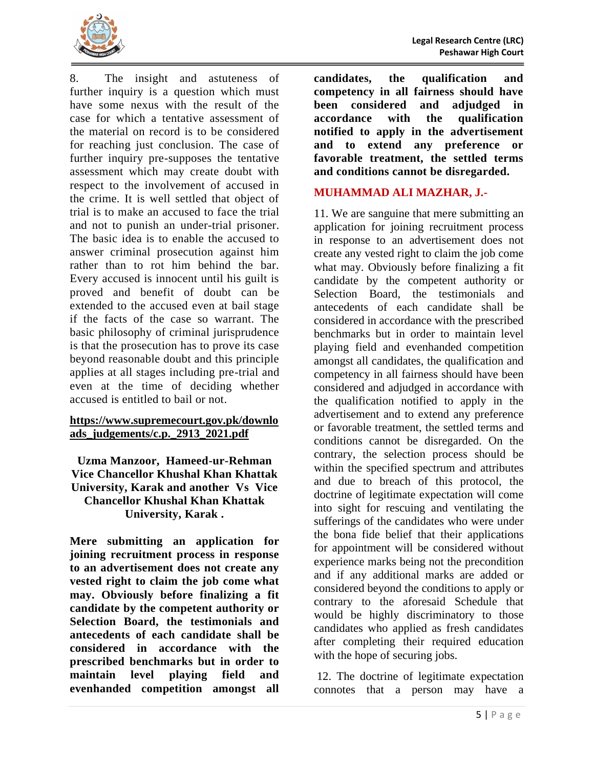8. The insight and astuteness of further inquiry is a question which must have some nexus with the result of the case for which a tentative assessment of the material on record is to be considered for reaching just conclusion. The case of further inquiry pre-supposes the tentative assessment which may create doubt with respect to the involvement of accused in the crime. It is well settled that object of trial is to make an accused to face the trial and not to punish an under-trial prisoner. The basic idea is to enable the accused to answer criminal prosecution against him rather than to rot him behind the bar. Every accused is innocent until his guilt is proved and benefit of doubt can be extended to the accused even at bail stage if the facts of the case so warrant. The basic philosophy of criminal jurisprudence is that the prosecution has to prove its case beyond reasonable doubt and this principle applies at all stages including pre-trial and even at the time of deciding whether accused is entitled to bail or not.

**https://www.supremecourt.gov.pk/downloads_judgements/c.p._2913_2021.pdf**

**Uzma Manzoor, Hameed-ur-Rehman Vice Chancellor Khushal Khan Khattak University, Karak and another Vs Vice Chancellor Khushal Khan Khattak University, Karak .**

**Mere submitting an application for joining recruitment process in response to an advertisement does not create any vested right to claim the job come what may. Obviously before finalizing a fit candidate by the competent authority or Selection Board, the testimonials and antecedents of each candidate shall be considered in accordance with the prescribed benchmarks but in order to maintain level playing field and evenhanded competition amongst all candidates, the qualification and competency in all fairness should have been considered and adjudged in accordance with the qualification notified to apply in the advertisement and to extend any preference or favorable treatment, the settled terms and conditions cannot be disregarded.**

**MUHAMMAD ALI MAZHAR, J.-**

11. We are sanguine that mere submitting an application for joining recruitment process in response to an advertisement does not create any vested right to claim the job come what may. Obviously before finalizing a fit candidate by the competent authority or Selection Board, the testimonials and antecedents of each candidate shall be considered in accordance with the prescribed benchmarks but in order to maintain level playing field and evenhanded competition amongst all candidates, the qualification and competency in all fairness should have been considered and adjudged in accordance with the qualification notified to apply in the advertisement and to extend any preference or favorable treatment, the settled terms and conditions cannot be disregarded. On the contrary, the selection process should be within the specified spectrum and attributes and due to breach of this protocol, the doctrine of legitimate expectation will come into sight for rescuing and ventilating the sufferings of the candidates who were under the bona fide belief that their applications for appointment will be considered without experience marks being not the precondition and if any additional marks are added or considered beyond the conditions to apply or contrary to the aforesaid Schedule that would be highly discriminatory to those candidates who applied as fresh candidates after completing their required education with the hope of securing jobs.

12. The doctrine of legitimate expectation connotes that a person may have a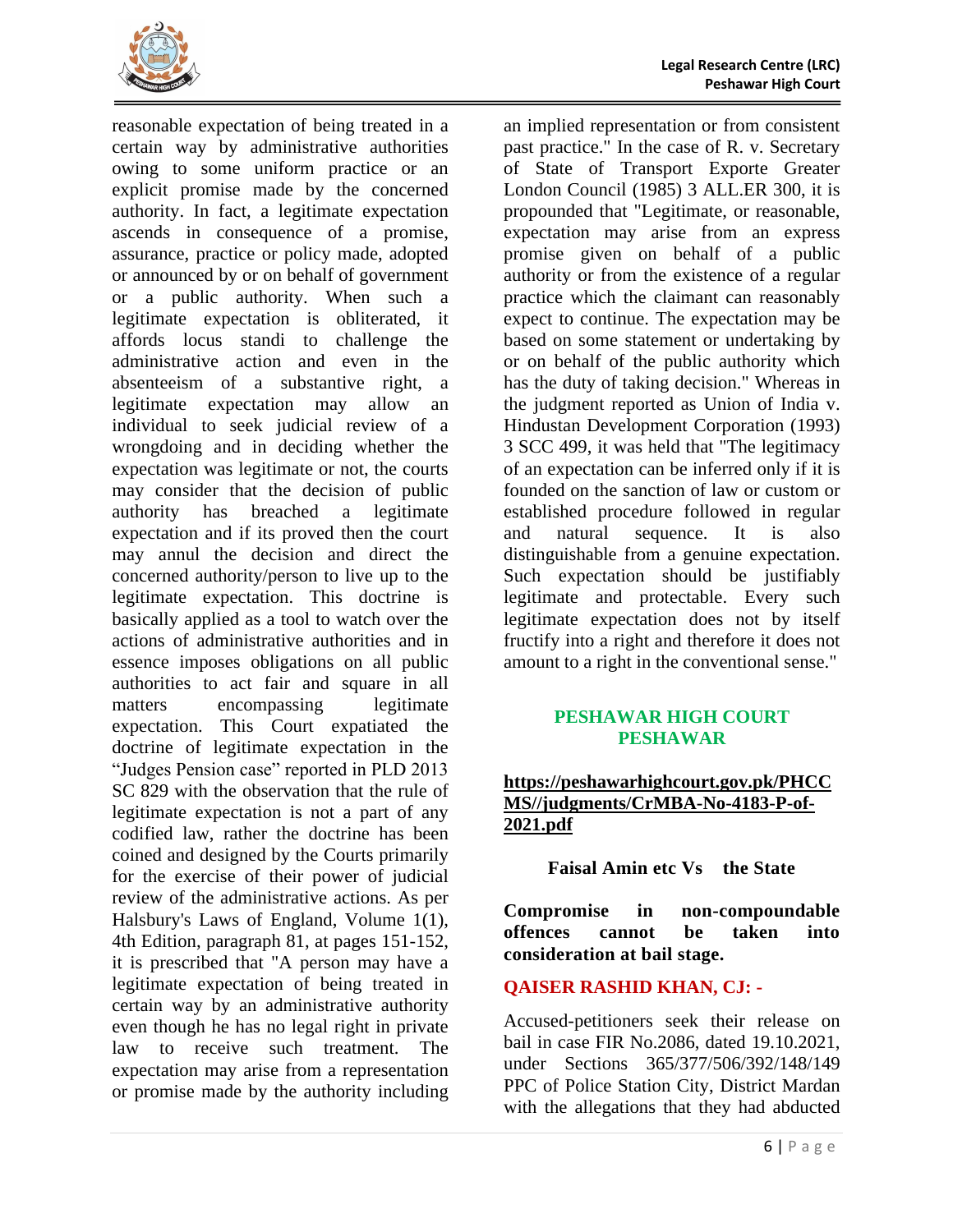reasonable expectation of being treated in a certain way by administrative authorities owing to some uniform practice or an explicit promise made by the concerned authority. In fact, a legitimate expectation ascends in consequence of a promise, assurance, practice or policy made, adopted or announced by or on behalf of government or a public authority. When such a legitimate expectation is obliterated, it affords locus standi to challenge the administrative action and even in the absenteeism of a substantive right, a legitimate expectation may allow an individual to seek judicial review of a wrongdoing and in deciding whether the expectation was legitimate or not, the courts may consider that the decision of public authority has breached a legitimate expectation and if its proved then the court may annul the decision and direct the concerned authority/person to live up to the legitimate expectation. This doctrine is basically applied as a tool to watch over the actions of administrative authorities and in essence imposes obligations on all public authorities to act fair and square in all matters encompassing legitimate expectation. This Court expatiated the doctrine of legitimate expectation in the "Judges Pension case" reported in PLD 2013 SC 829 with the observation that the rule of legitimate expectation is not a part of any codified law, rather the doctrine has been coined and designed by the Courts primarily for the exercise of their power of judicial review of the administrative actions. As per Halsbury's Laws of England, Volume 1(1), 4th Edition, paragraph 81, at pages 151-152, it is prescribed that "A person may have a legitimate expectation of being treated in certain way by an administrative authority even though he has no legal right in private law to receive such treatment. The expectation may arise from a representation or promise made by the authority including an implied representation or from consistent past practice." In the case of R. v. Secretary of State of Transport Exporte Greater London Council (1985) 3 ALL.ER 300, it is propounded that "Legitimate, or reasonable, expectation may arise from an express promise given on behalf of a public authority or from the existence of a regular practice which the claimant can reasonably expect to continue. The expectation may be based on some statement or undertaking by or on behalf of the public authority which has the duty of taking decision." Whereas in the judgment reported as Union of India v. Hindustan Development Corporation (1993) 3 SCC 499, it was held that "The legitimacy of an expectation can be inferred only if it is founded on the sanction of law or custom or established procedure followed in regular and natural sequence. It is also distinguishable from a genuine expectation. Such expectation should be justifiably legitimate and protectable. Every such legitimate expectation does not by itself fructify into a right and therefore it does not amount to a right in the conventional sense."

## PESHAWAR HIGH COURT PESHAWAR

**https://peshawarhighcourt.gov.pk/PHCCMS//judgments/CrMBA-No-4183-P-of-2021.pdf**

**Faisal Amin etc Vs the State**

**Compromise in non-compoundable offences cannot be taken into consideration at bail stage.**

**QAISER RASHID KHAN, CJ: -**

Accused-petitioners seek their release on bail in case FIR No.2086, dated 19.10.2021, under Sections 365/377/506/392/148/149 PPC of Police Station City, District Mardan with the allegations that they had abducted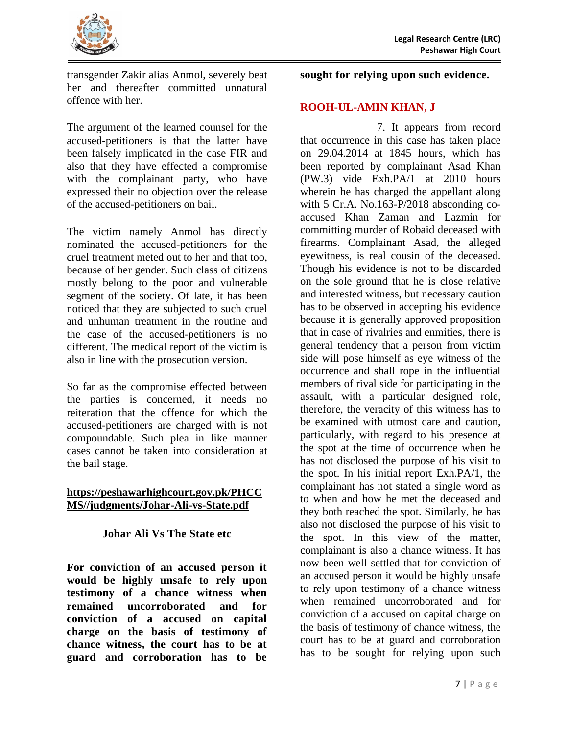transgender Zakir alias Anmol, severely beat her and thereafter committed unnatural offence with her.

The argument of the learned counsel for the accused-petitioners is that the latter have been falsely implicated in the case FIR and also that they have effected a compromise with the complainant party, who have expressed their no objection over the release of the accused-petitioners on bail.

The victim namely Anmol has directly nominated the accused-petitioners for the cruel treatment meted out to her and that too, because of her gender. Such class of citizens mostly belong to the poor and vulnerable segment of the society. Of late, it has been noticed that they are subjected to such cruel and unhuman treatment in the routine and the case of the accused-petitioners is no different. The medical report of the victim is also in line with the prosecution version.

So far as the compromise effected between the parties is concerned, it needs no reiteration that the offence for which the accused-petitioners are charged with is not compoundable. Such plea in like manner cases cannot be taken into consideration at the bail stage.

**https://peshawarhighcourt.gov.pk/PHCCMS//judgments/Johar-Ali-vs-State.pdf**

**Johar Ali Vs The State etc**

**For conviction of an accused person it would be highly unsafe to rely upon testimony of a chance witness when remained uncorroborated and for conviction of a accused on capital charge on the basis of testimony of chance witness, the court has to be at guard and corroboration has to be sought for relying upon such evidence.**

**ROOH-UL-AMIN KHAN, J**

7. It appears from record that occurrence in this case has taken place on 29.04.2014 at 1845 hours, which has been reported by complainant Asad Khan (PW.3) vide Exh.PA/1 at 2010 hours wherein he has charged the appellant along with 5 Cr.A. No.163-P/2018 absconding co-accused Khan Zaman and Lazmin for committing murder of Robaid deceased with firearms. Complainant Asad, the alleged eyewitness, is real cousin of the deceased. Though his evidence is not to be discarded on the sole ground that he is close relative and interested witness, but necessary caution has to be observed in accepting his evidence because it is generally approved proposition that in case of rivalries and enmities, there is general tendency that a person from victim side will pose himself as eye witness of the occurrence and shall rope in the influential members of rival side for participating in the assault, with a particular designed role, therefore, the veracity of this witness has to be examined with utmost care and caution, particularly, with regard to his presence at the spot at the time of occurrence when he has not disclosed the purpose of his visit to the spot. In his initial report Exh.PA/1, the complainant has not stated a single word as to when and how he met the deceased and they both reached the spot. Similarly, he has also not disclosed the purpose of his visit to the spot. In this view of the matter, complainant is also a chance witness. It has now been well settled that for conviction of an accused person it would be highly unsafe to rely upon testimony of a chance witness when remained uncorroborated and for conviction of a accused on capital charge on the basis of testimony of chance witness, the court has to be at guard and corroboration has to be sought for relying upon such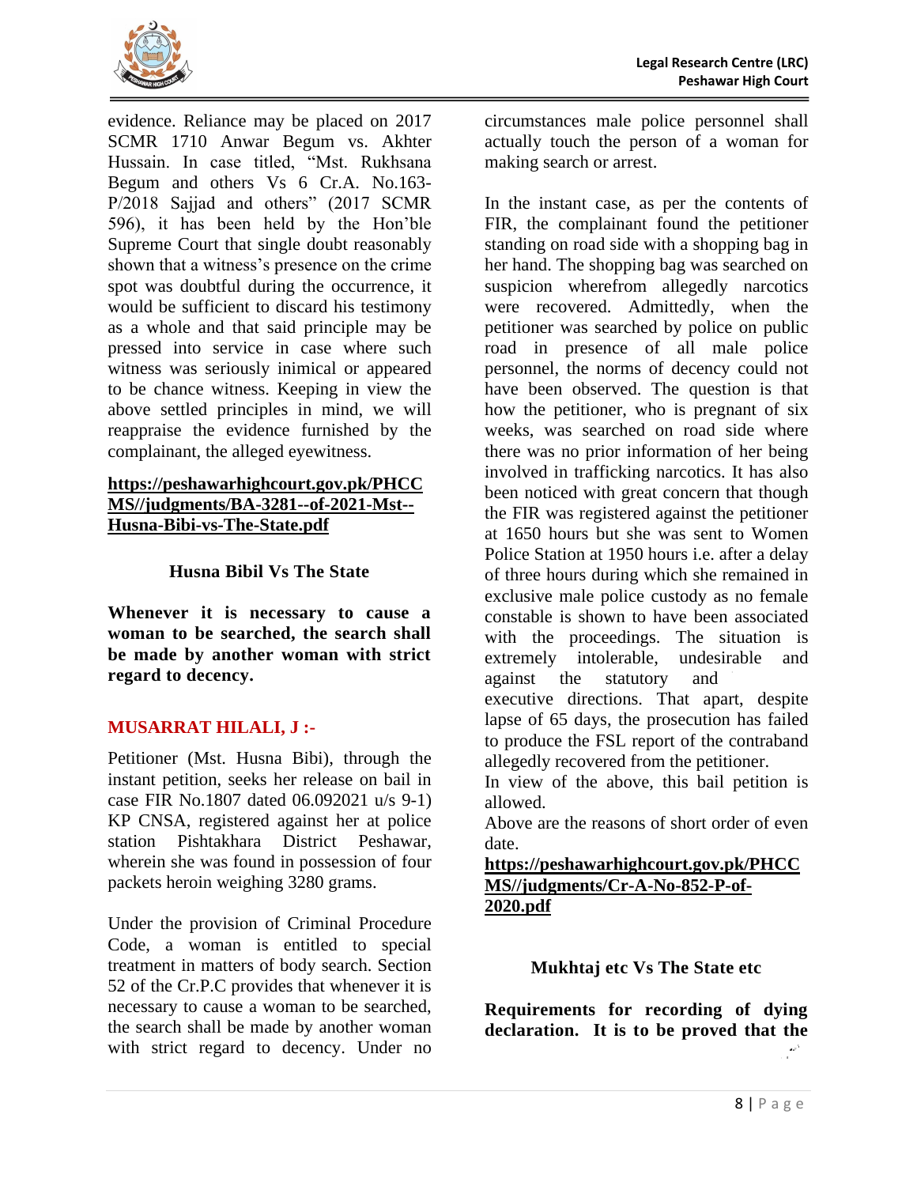evidence. Reliance may be placed on 2017 SCMR 1710 Anwar Begum vs. Akhter Hussain. In case titled, "Mst. Rukhsana Begum and others Vs 6 Cr.A. No.163-P/2018 Sajjad and others" (2017 SCMR 596), it has been held by the Hon'ble Supreme Court that single doubt reasonably shown that a witness's presence on the crime spot was doubtful during the occurrence, it would be sufficient to discard his testimony as a whole and that said principle may be pressed into service in case where such witness was seriously inimical or appeared to be chance witness. Keeping in view the above settled principles in mind, we will reappraise the evidence furnished by the complainant, the alleged eyewitness.

**https://peshawarhighcourt.gov.pk/PHCCMS//judgments/BA-3281--of-2021-Mst--Husna-Bibi-vs-The-State.pdf**

### Husna Bibil Vs The State

**Whenever it is necessary to cause a woman to be searched, the search shall be made by another woman with strict regard to decency.**

### MUSARRAT HILALI, J :-

Petitioner (Mst. Husna Bibi), through the instant petition, seeks her release on bail in case FIR No.1807 dated 06.092021 u/s 9-1) KP CNSA, registered against her at police station Pishtakhara District Peshawar, wherein she was found in possession of four packets heroin weighing 3280 grams.

Under the provision of Criminal Procedure Code, a woman is entitled to special treatment in matters of body search. Section 52 of the Cr.P.C provides that whenever it is necessary to cause a woman to be searched, the search shall be made by another woman with strict regard to decency. Under no circumstances male police personnel shall actually touch the person of a woman for making search or arrest.

In the instant case, as per the contents of FIR, the complainant found the petitioner standing on road side with a shopping bag in her hand. The shopping bag was searched on suspicion wherefrom allegedly narcotics were recovered. Admittedly, when the petitioner was searched by police on public road in presence of all male police personnel, the norms of decency could not have been observed. The question is that how the petitioner, who is pregnant of six weeks, was searched on road side where there was no prior information of her being involved in trafficking narcotics. It has also been noticed with great concern that though the FIR was registered against the petitioner at 1650 hours but she was sent to Women Police Station at 1950 hours i.e. after a delay of three hours during which she remained in exclusive male police custody as no female constable is shown to have been associated with the proceedings. The situation is extremely intolerable, undesirable and against the statutory and executive directions. That apart, despite lapse of 65 days, the prosecution has failed to produce the FSL report of the contraband allegedly recovered from the petitioner.

In view of the above, this bail petition is allowed.

Above are the reasons of short order of even date.

**https://peshawarhighcourt.gov.pk/PHCCMS//judgments/Cr-A-No-852-P-of-2020.pdf**

### Mukhtaj etc Vs The State etc

**Requirements for recording of dying declaration. It is to be proved that the**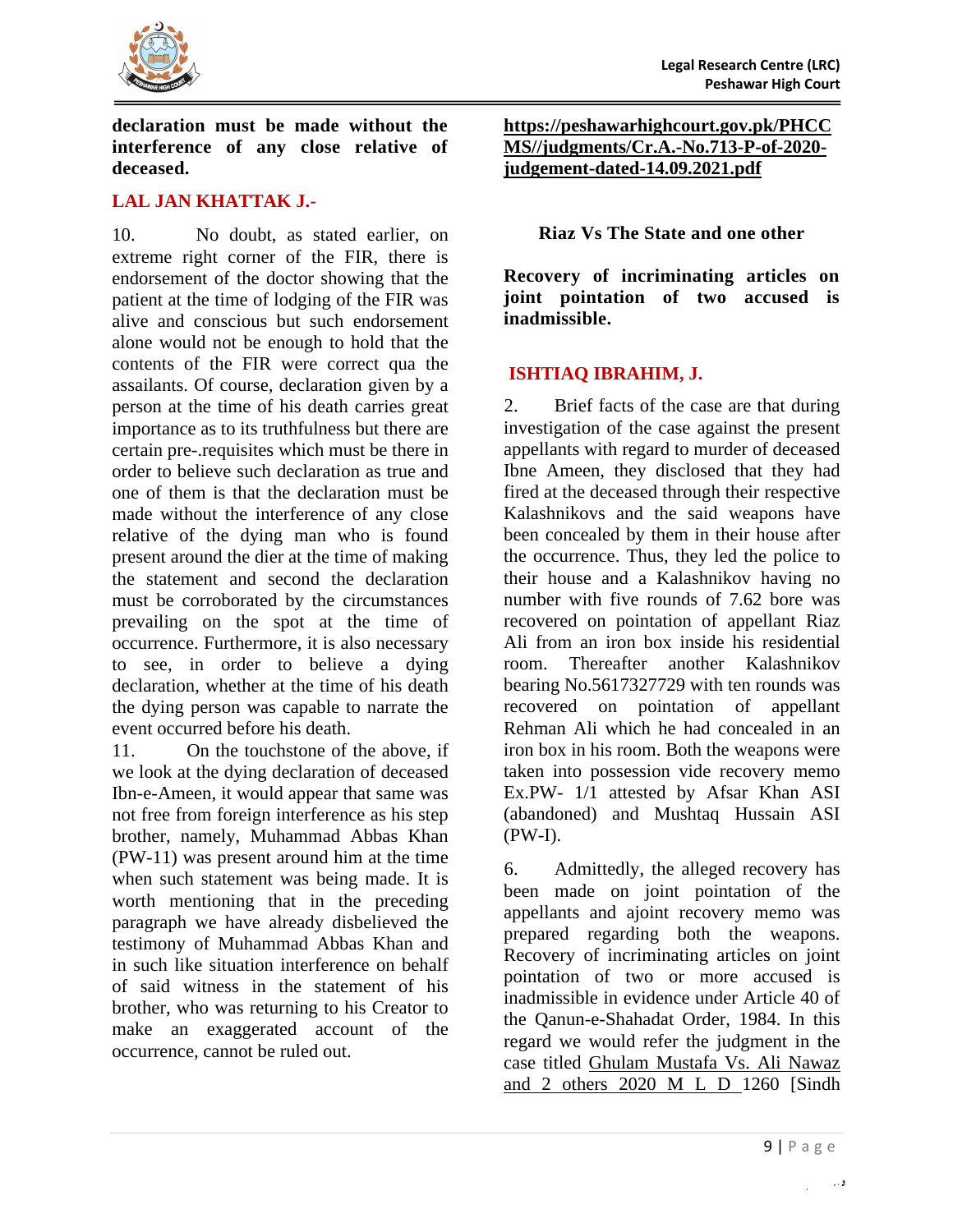**declaration must be made without the interference of any close relative of deceased.**

**LAL JAN KHATTAK J.-**

10. No doubt, as stated earlier, on extreme right corner of the FIR, there is endorsement of the doctor showing that the patient at the time of lodging of the FIR was alive and conscious but such endorsement alone would not be enough to hold that the contents of the FIR were correct qua the assailants. Of course, declaration given by a person at the time of his death carries great importance as to its truthfulness but there are certain pre-.requisites which must be there in order to believe such declaration as true and one of them is that the declaration must be made without the interference of any close relative of the dying man who is found present around the dier at the time of making the statement and second the declaration must be corroborated by the circumstances prevailing on the spot at the time of occurrence. Furthermore, it is also necessary to see, in order to believe a dying declaration, whether at the time of his death the dying person was capable to narrate the event occurred before his death.

11. On the touchstone of the above, if we look at the dying declaration of deceased Ibn-e-Ameen, it would appear that same was not free from foreign interference as his step brother, namely, Muhammad Abbas Khan (PW-11) was present around him at the time when such statement was being made. It is worth mentioning that in the preceding paragraph we have already disbelieved the testimony of Muhammad Abbas Khan and in such like situation interference on behalf of said witness in the statement of his brother, who was returning to his Creator to make an exaggerated account of the occurrence, cannot be ruled out.

**https://peshawarhighcourt.gov.pk/PHCCMS//judgments/Cr.A.-No.713-P-of-2020-judgement-dated-14.09.2021.pdf**

**Riaz Vs The State and one other**

**Recovery of incriminating articles on joint pointation of two accused is inadmissible.**

**ISHTIAQ IBRAHIM, J.**

2. Brief facts of the case are that during investigation of the case against the present appellants with regard to murder of deceased Ibne Ameen, they disclosed that they had fired at the deceased through their respective Kalashnikovs and the said weapons have been concealed by them in their house after the occurrence. Thus, they led the police to their house and a Kalashnikov having no number with five rounds of 7.62 bore was recovered on pointation of appellant Riaz Ali from an iron box inside his residential room. Thereafter another Kalashnikov bearing No.5617327729 with ten rounds was recovered on pointation of appellant Rehman Ali which he had concealed in an iron box in his room. Both the weapons were taken into possession vide recovery memo Ex.PW- 1/1 attested by Afsar Khan ASI (abandoned) and Mushtaq Hussain ASI (PW-I).

6. Admittedly, the alleged recovery has been made on joint pointation of the appellants and ajoint recovery memo was prepared regarding both the weapons. Recovery of incriminating articles on joint pointation of two or more accused is inadmissible in evidence under Article 40 of the Qanun-e-Shahadat Order, 1984. In this regard we would refer the judgment in the case titled Ghulam Mustafa Vs. Ali Nawaz and 2 others 2020 M L D 1260 [Sindh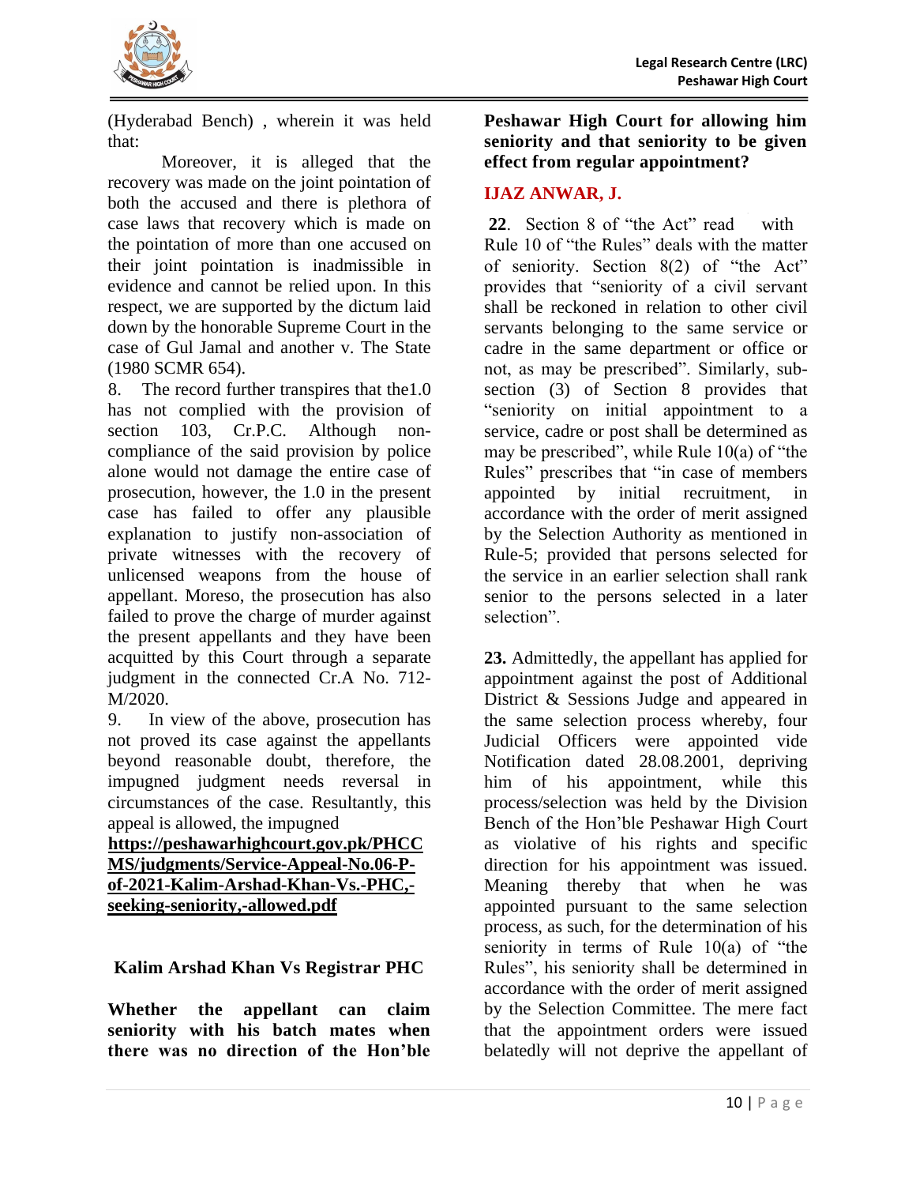(Hyderabad Bench) , wherein it was held that:

Moreover, it is alleged that the recovery was made on the joint pointation of both the accused and there is plethora of case laws that recovery which is made on the pointation of more than one accused on their joint pointation is inadmissible in evidence and cannot be relied upon. In this respect, we are supported by the dictum laid down by the honorable Supreme Court in the case of Gul Jamal and another v. The State (1980 SCMR 654).

8. The record further transpires that the1.0 has not complied with the provision of section 103, Cr.P.C. Although non-compliance of the said provision by police alone would not damage the entire case of prosecution, however, the 1.0 in the present case has failed to offer any plausible explanation to justify non-association of private witnesses with the recovery of unlicensed weapons from the house of appellant. Moreso, the prosecution has also failed to prove the charge of murder against the present appellants and they have been acquitted by this Court through a separate judgment in the connected Cr.A No. 712-M/2020.

9. In view of the above, prosecution has not proved its case against the appellants beyond reasonable doubt, therefore, the impugned judgment needs reversal in circumstances of the case. Resultantly, this appeal is allowed, the impugned

**https://peshawarhighcourt.gov.pk/PHCCMS/judgments/Service-Appeal-No.06-P-of-2021-Kalim-Arshad-Khan-Vs.-PHC,-seeking-seniority,-allowed.pdf**

## Kalim Arshad Khan Vs Registrar PHC

**Whether the appellant can claim seniority with his batch mates when there was no direction of the Hon'ble Peshawar High Court for allowing him seniority and that seniority to be given effect from regular appointment?**

**IJAZ ANWAR, J.**

**22**. Section 8 of "the Act" read with Rule 10 of "the Rules" deals with the matter of seniority. Section 8(2) of "the Act" provides that "seniority of a civil servant shall be reckoned in relation to other civil servants belonging to the same service or cadre in the same department or office or not, as may be prescribed". Similarly, sub-section (3) of Section 8 provides that "seniority on initial appointment to a service, cadre or post shall be determined as may be prescribed", while Rule 10(a) of "the Rules" prescribes that "in case of members appointed by initial recruitment, in accordance with the order of merit assigned by the Selection Authority as mentioned in Rule-5; provided that persons selected for the service in an earlier selection shall rank senior to the persons selected in a later selection".

**23.** Admittedly, the appellant has applied for appointment against the post of Additional District & Sessions Judge and appeared in the same selection process whereby, four Judicial Officers were appointed vide Notification dated 28.08.2001, depriving him of his appointment, while this process/selection was held by the Division Bench of the Hon'ble Peshawar High Court as violative of his rights and specific direction for his appointment was issued. Meaning thereby that when he was appointed pursuant to the same selection process, as such, for the determination of his seniority in terms of Rule 10(a) of "the Rules", his seniority shall be determined in accordance with the order of merit assigned by the Selection Committee. The mere fact that the appointment orders were issued belatedly will not deprive the appellant of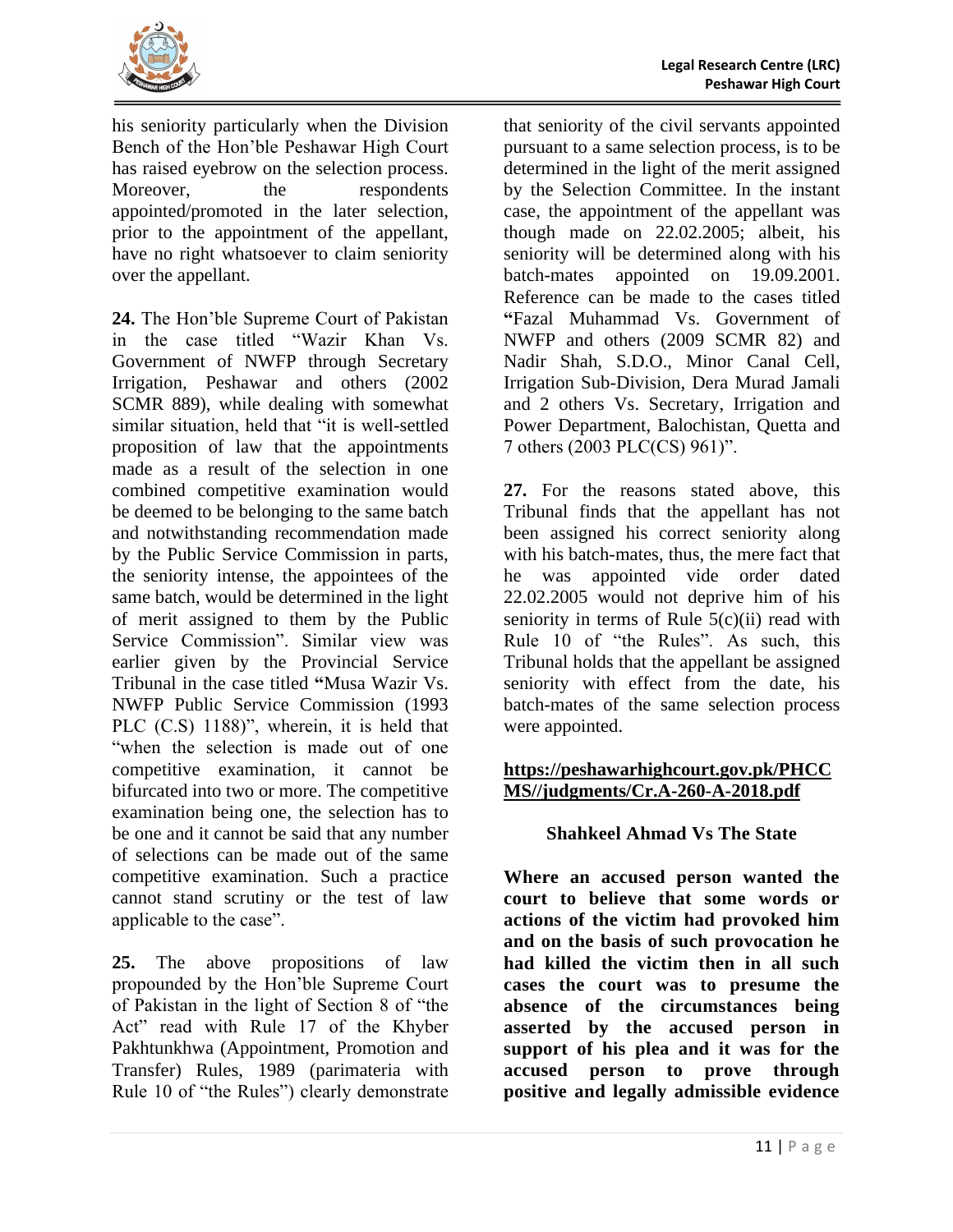his seniority particularly when the Division Bench of the Hon'ble Peshawar High Court has raised eyebrow on the selection process. Moreover, the respondents appointed/promoted in the later selection, prior to the appointment of the appellant, have no right whatsoever to claim seniority over the appellant.

**24.** The Hon'ble Supreme Court of Pakistan in the case titled "Wazir Khan Vs. Government of NWFP through Secretary Irrigation, Peshawar and others (2002 SCMR 889), while dealing with somewhat similar situation, held that "it is well-settled proposition of law that the appointments made as a result of the selection in one combined competitive examination would be deemed to be belonging to the same batch and notwithstanding recommendation made by the Public Service Commission in parts, the seniority intense, the appointees of the same batch, would be determined in the light of merit assigned to them by the Public Service Commission". Similar view was earlier given by the Provincial Service Tribunal in the case titled **"**Musa Wazir Vs. NWFP Public Service Commission (1993 PLC (C.S) 1188)", wherein, it is held that "when the selection is made out of one competitive examination, it cannot be bifurcated into two or more. The competitive examination being one, the selection has to be one and it cannot be said that any number of selections can be made out of the same competitive examination. Such a practice cannot stand scrutiny or the test of law applicable to the case".

**25.** The above propositions of law propounded by the Hon'ble Supreme Court of Pakistan in the light of Section 8 of "the Act" read with Rule 17 of the Khyber Pakhtunkhwa (Appointment, Promotion and Transfer) Rules, 1989 (parimateria with Rule 10 of "the Rules") clearly demonstrate that seniority of the civil servants appointed pursuant to a same selection process, is to be determined in the light of the merit assigned by the Selection Committee. In the instant case, the appointment of the appellant was though made on 22.02.2005; albeit, his seniority will be determined along with his batch-mates appointed on 19.09.2001. Reference can be made to the cases titled **"**Fazal Muhammad Vs. Government of NWFP and others (2009 SCMR 82) and Nadir Shah, S.D.O., Minor Canal Cell, Irrigation Sub-Division, Dera Murad Jamali and 2 others Vs. Secretary, Irrigation and Power Department, Balochistan, Quetta and 7 others (2003 PLC(CS) 961)".

**27.** For the reasons stated above, this Tribunal finds that the appellant has not been assigned his correct seniority along with his batch-mates, thus, the mere fact that he was appointed vide order dated 22.02.2005 would not deprive him of his seniority in terms of Rule 5(c)(ii) read with Rule 10 of "the Rules". As such, this Tribunal holds that the appellant be assigned seniority with effect from the date, his batch-mates of the same selection process were appointed.

**https://peshawarhighcourt.gov.pk/PHCCMS//judgments/Cr.A-260-A-2018.pdf**

**Shahkeel Ahmad Vs The State**

**Where an accused person wanted the court to believe that some words or actions of the victim had provoked him and on the basis of such provocation he had killed the victim then in all such cases the court was to presume the absence of the circumstances being asserted by the accused person in support of his plea and it was for the accused person to prove through positive and legally admissible evidence**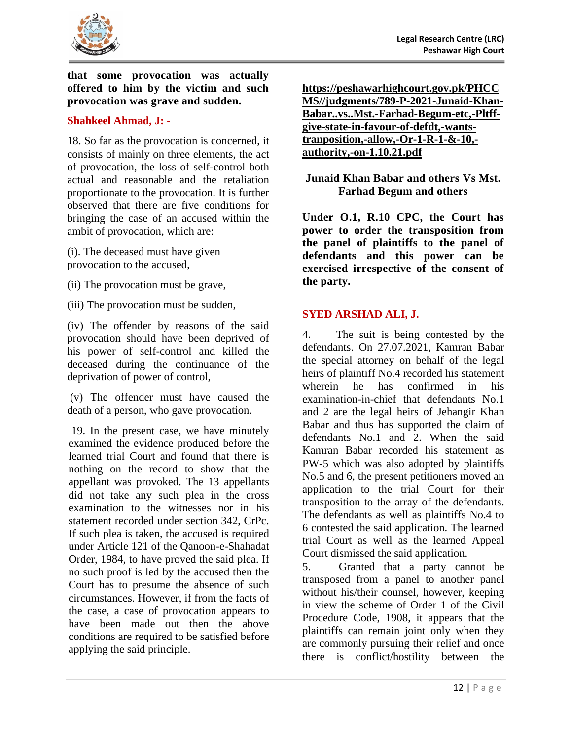**that some provocation was actually offered to him by the victim and such provocation was grave and sudden.**

**Shahkeel Ahmad, J: -**

18. So far as the provocation is concerned, it consists of mainly on three elements, the act of provocation, the loss of self-control both actual and reasonable and the retaliation proportionate to the provocation. It is further observed that there are five conditions for bringing the case of an accused within the ambit of provocation, which are:

(i). The deceased must have given provocation to the accused,

(ii) The provocation must be grave,

(iii) The provocation must be sudden,

(iv) The offender by reasons of the said provocation should have been deprived of his power of self-control and killed the deceased during the continuance of the deprivation of power of control,

(v) The offender must have caused the death of a person, who gave provocation.

19. In the present case, we have minutely examined the evidence produced before the learned trial Court and found that there is nothing on the record to show that the appellant was provoked. The 13 appellants did not take any such plea in the cross examination to the witnesses nor in his statement recorded under section 342, CrPc. If such plea is taken, the accused is required under Article 121 of the Qanoon-e-Shahadat Order, 1984, to have proved the said plea. If no such proof is led by the accused then the Court has to presume the absence of such circumstances. However, if from the facts of the case, a case of provocation appears to have been made out then the above conditions are required to be satisfied before applying the said principle.

**https://peshawarhighcourt.gov.pk/PHCCMS//judgments/789-P-2021-Junaid-Khan-Babar..vs..Mst.-Farhad-Begum-etc,-Pltff-give-state-in-favour-of-defdt,-wants-tranposition,-allow,-Or-1-R-1-&-10,-authority,-on-1.10.21.pdf**

**Junaid Khan Babar and others Vs Mst. Farhad Begum and others**

**Under O.1, R.10 CPC, the Court has power to order the transposition from the panel of plaintiffs to the panel of defendants and this power can be exercised irrespective of the consent of the party.**

**SYED ARSHAD ALI, J.**

4. The suit is being contested by the defendants. On 27.07.2021, Kamran Babar the special attorney on behalf of the legal heirs of plaintiff No.4 recorded his statement wherein he has confirmed in his examination-in-chief that defendants No.1 and 2 are the legal heirs of Jehangir Khan Babar and thus has supported the claim of defendants No.1 and 2. When the said Kamran Babar recorded his statement as PW-5 which was also adopted by plaintiffs No.5 and 6, the present petitioners moved an application to the trial Court for their transposition to the array of the defendants. The defendants as well as plaintiffs No.4 to 6 contested the said application. The learned trial Court as well as the learned Appeal Court dismissed the said application.

5. Granted that a party cannot be transposed from a panel to another panel without his/their counsel, however, keeping in view the scheme of Order 1 of the Civil Procedure Code, 1908, it appears that the plaintiffs can remain joint only when they are commonly pursuing their relief and once there is conflict/hostility between the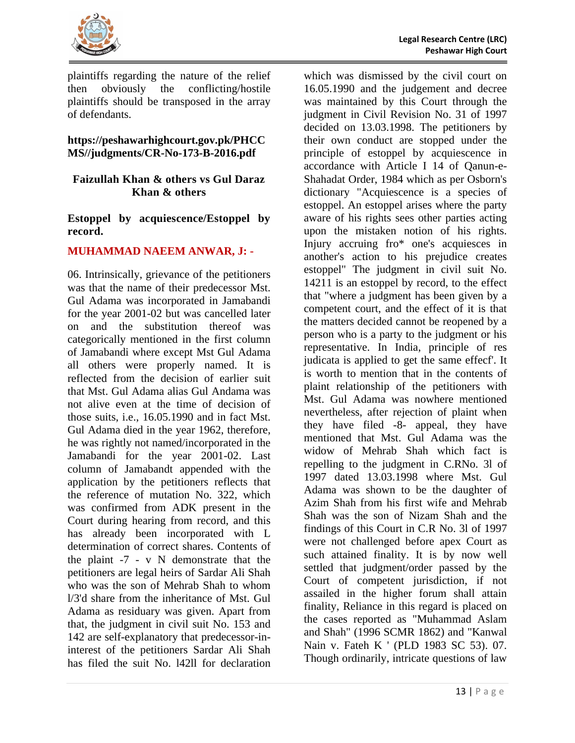plaintiffs regarding the nature of the relief then obviously the conflicting/hostile plaintiffs should be transposed in the array of defendants.

**https://peshawarhighcourt.gov.pk/PHCCMS//judgments/CR-No-173-B-2016.pdf**

**Faizullah Khan & others vs Gul Daraz Khan & others**

**Estoppel by acquiescence/Estoppel by record.**

**MUHAMMAD NAEEM ANWAR, J: -**

06. Intrinsically, grievance of the petitioners was that the name of their predecessor Mst. Gul Adama was incorporated in Jamabandi for the year 2001-02 but was cancelled later on and the substitution thereof was categorically mentioned in the first column of Jamabandi where except Mst Gul Adama all others were properly named. It is reflected from the decision of earlier suit that Mst. Gul Adama alias Gul Andama was not alive even at the time of decision of those suits, i.e., 16.05.1990 and in fact Mst. Gul Adama died in the year 1962, therefore, he was rightly not named/incorporated in the Jamabandi for the year 2001-02. Last column of Jamabandt appended with the application by the petitioners reflects that the reference of mutation No. 322, which was confirmed from ADK present in the Court during hearing from record, and this has already been incorporated with L determination of correct shares. Contents of the plaint -7 - v N demonstrate that the petitioners are legal heirs of Sardar Ali Shah who was the son of Mehrab Shah to whom l/3'd share from the inheritance of Mst. Gul Adama as residuary was given. Apart from that, the judgment in civil suit No. 153 and 142 are self-explanatory that predecessor-in-interest of the petitioners Sardar Ali Shah has filed the suit No. l42ll for declaration which was dismissed by the civil court on 16.05.1990 and the judgement and decree was maintained by this Court through the judgment in Civil Revision No. 31 of 1997 decided on 13.03.1998. The petitioners by their own conduct are stopped under the principle of estoppel by acquiescence in accordance with Article I 14 of Qanun-e-Shahadat Order, 1984 which as per Osborn's dictionary "Acquiescence is a species of estoppel. An estoppel arises where the party aware of his rights sees other parties acting upon the mistaken notion of his rights. Injury accruing fro* one's acquiesces in another's action to his prejudice creates estoppel" The judgment in civil suit No. 14211 is an estoppel by record, to the effect that "where a judgment has been given by a competent court, and the effect of it is that the matters decided cannot be reopened by a person who is a party to the judgment or his representative. In India, principle of res judicata is applied to get the same effecf'. It is worth to mention that in the contents of plaint relationship of the petitioners with Mst. Gul Adama was nowhere mentioned nevertheless, after rejection of plaint when they have filed -8- appeal, they have mentioned that Mst. Gul Adama was the widow of Mehrab Shah which fact is repelling to the judgment in C.RNo. 3l of 1997 dated 13.03.1998 where Mst. Gul Adama was shown to be the daughter of Azim Shah from his first wife and Mehrab Shah was the son of Nizam Shah and the findings of this Court in C.R No. 3l of 1997 were not challenged before apex Court as such attained finality. It is by now well settled that judgment/order passed by the Court of competent jurisdiction, if not assailed in the higher forum shall attain finality, Reliance in this regard is placed on the cases reported as "Muhammad Aslam and Shah" (1996 SCMR 1862) and "Kanwal Nain v. Fateh K ' (PLD 1983 SC 53). 07. Though ordinarily, intricate questions of law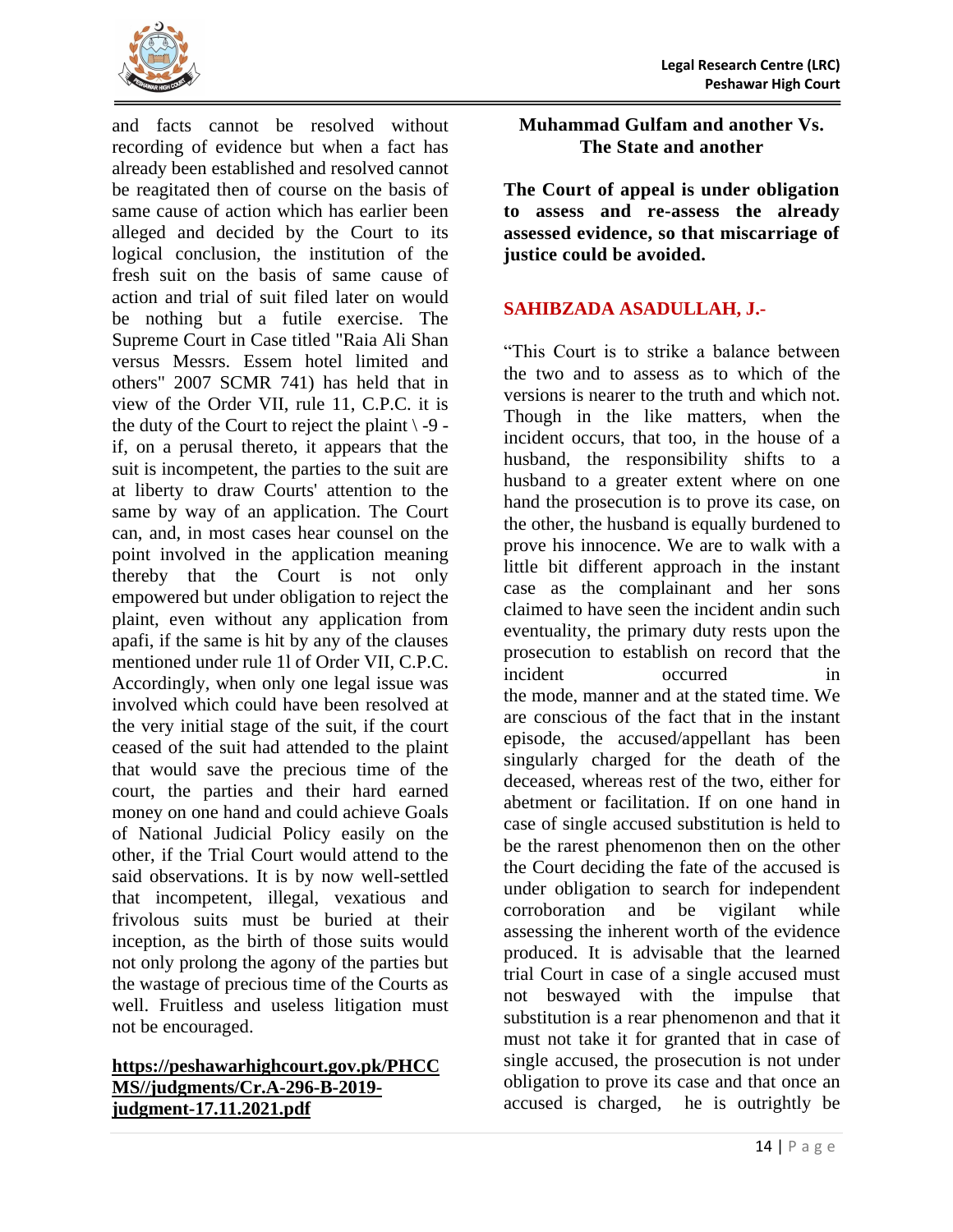and facts cannot be resolved without recording of evidence but when a fact has already been established and resolved cannot be reagitated then of course on the basis of same cause of action which has earlier been alleged and decided by the Court to its logical conclusion, the institution of the fresh suit on the basis of same cause of action and trial of suit filed later on would be nothing but a futile exercise. The Supreme Court in Case titled "Raia Ali Shan versus Messrs. Essem hotel limited and others" 2007 SCMR 741) has held that in view of the Order VII, rule 11, C.P.C. it is the duty of the Court to reject the plaint \ -9 - if, on a perusal thereto, it appears that the suit is incompetent, the parties to the suit are at liberty to draw Courts' attention to the same by way of an application. The Court can, and, in most cases hear counsel on the point involved in the application meaning thereby that the Court is not only empowered but under obligation to reject the plaint, even without any application from apafi, if the same is hit by any of the clauses mentioned under rule 1l of Order VII, C.P.C. Accordingly, when only one legal issue was involved which could have been resolved at the very initial stage of the suit, if the court ceased of the suit had attended to the plaint that would save the precious time of the court, the parties and their hard earned money on one hand and could achieve Goals of National Judicial Policy easily on the other, if the Trial Court would attend to the said observations. It is by now well-settled that incompetent, illegal, vexatious and frivolous suits must be buried at their inception, as the birth of those suits would not only prolong the agony of the parties but the wastage of precious time of the Courts as well. Fruitless and useless litigation must not be encouraged.

**https://peshawarhighcourt.gov.pk/PHCCMS//judgments/Cr.A-296-B-2019-judgment-17.11.2021.pdf**

**Muhammad Gulfam and another Vs. The State and another**

**The Court of appeal is under obligation to assess and re-assess the already assessed evidence, so that miscarriage of justice could be avoided.**

**SAHIBZADA ASADULLAH, J.-**

"This Court is to strike a balance between the two and to assess as to which of the versions is nearer to the truth and which not. Though in the like matters, when the incident occurs, that too, in the house of a husband, the responsibility shifts to a husband to a greater extent where on one hand the prosecution is to prove its case, on the other, the husband is equally burdened to prove his innocence. We are to walk with a little bit different approach in the instant case as the complainant and her sons claimed to have seen the incident andin such eventuality, the primary duty rests upon the prosecution to establish on record that the incident occurred in the mode, manner and at the stated time. We are conscious of the fact that in the instant episode, the accused/appellant has been singularly charged for the death of the deceased, whereas rest of the two, either for abetment or facilitation. If on one hand in case of single accused substitution is held to be the rarest phenomenon then on the other the Court deciding the fate of the accused is under obligation to search for independent corroboration and be vigilant while assessing the inherent worth of the evidence produced. It is advisable that the learned trial Court in case of a single accused must not beswayed with the impulse that substitution is a rear phenomenon and that it must not take it for granted that in case of single accused, the prosecution is not under obligation to prove its case and that once an accused is charged, he is outrightly be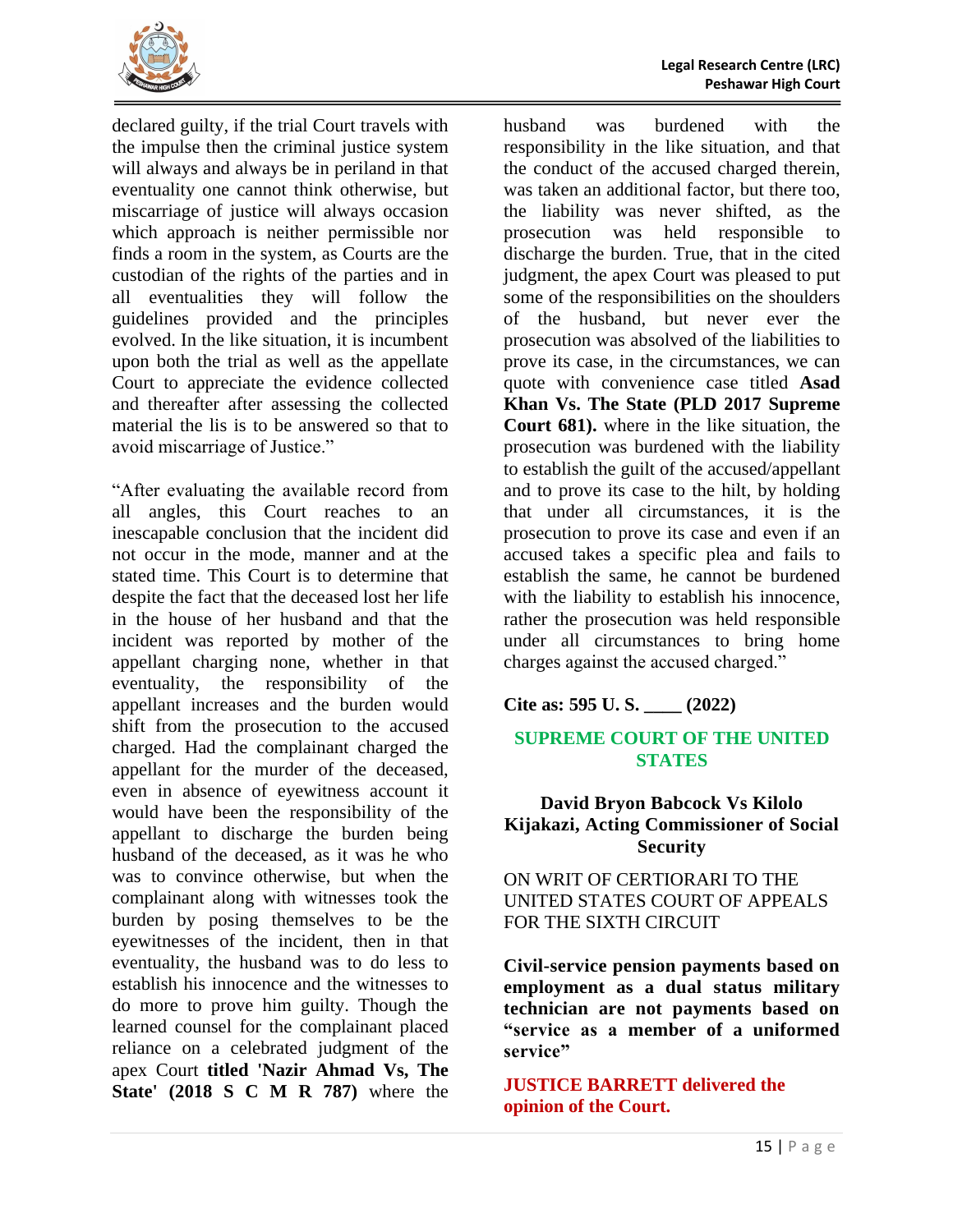declared guilty, if the trial Court travels with the impulse then the criminal justice system will always and always be in periland in that eventuality one cannot think otherwise, but miscarriage of justice will always occasion which approach is neither permissible nor finds a room in the system, as Courts are the custodian of the rights of the parties and in all eventualities they will follow the guidelines provided and the principles evolved. In the like situation, it is incumbent upon both the trial as well as the appellate Court to appreciate the evidence collected and thereafter after assessing the collected material the lis is to be answered so that to avoid miscarriage of Justice."

"After evaluating the available record from all angles, this Court reaches to an inescapable conclusion that the incident did not occur in the mode, manner and at the stated time. This Court is to determine that despite the fact that the deceased lost her life in the house of her husband and that the incident was reported by mother of the appellant charging none, whether in that eventuality, the responsibility of the appellant increases and the burden would shift from the prosecution to the accused charged. Had the complainant charged the appellant for the murder of the deceased, even in absence of eyewitness account it would have been the responsibility of the appellant to discharge the burden being husband of the deceased, as it was he who was to convince otherwise, but when the complainant along with witnesses took the burden by posing themselves to be the eyewitnesses of the incident, then in that eventuality, the husband was to do less to establish his innocence and the witnesses to do more to prove him guilty. Though the learned counsel for the complainant placed reliance on a celebrated judgment of the apex Court **titled 'Nazir Ahmad Vs, The State' (2018 S C M R 787)** where the husband was burdened with the responsibility in the like situation, and that the conduct of the accused charged therein, was taken an additional factor, but there too, the liability was never shifted, as the prosecution was held responsible to discharge the burden. True, that in the cited judgment, the apex Court was pleased to put some of the responsibilities on the shoulders of the husband, but never ever the prosecution was absolved of the liabilities to prove its case, in the circumstances, we can quote with convenience case titled **Asad Khan Vs. The State (PLD 2017 Supreme Court 681).** where in the like situation, the prosecution was burdened with the liability to establish the guilt of the accused/appellant and to prove its case to the hilt, by holding that under all circumstances, it is the prosecution to prove its case and even if an accused takes a specific plea and fails to establish the same, he cannot be burdened with the liability to establish his innocence, rather the prosecution was held responsible under all circumstances to bring home charges against the accused charged."

**Cite as: 595 U. S. \_\_\_\_ (2022)**

## SUPREME COURT OF THE UNITED STATES

### David Bryon Babcock Vs Kilolo Kijakazi, Acting Commissioner of Social Security

ON WRIT OF CERTIORARI TO THE UNITED STATES COURT OF APPEALS FOR THE SIXTH CIRCUIT

**Civil-service pension payments based on employment as a dual status military technician are not payments based on "service as a member of a uniformed service"**

**JUSTICE BARRETT delivered the opinion of the Court.**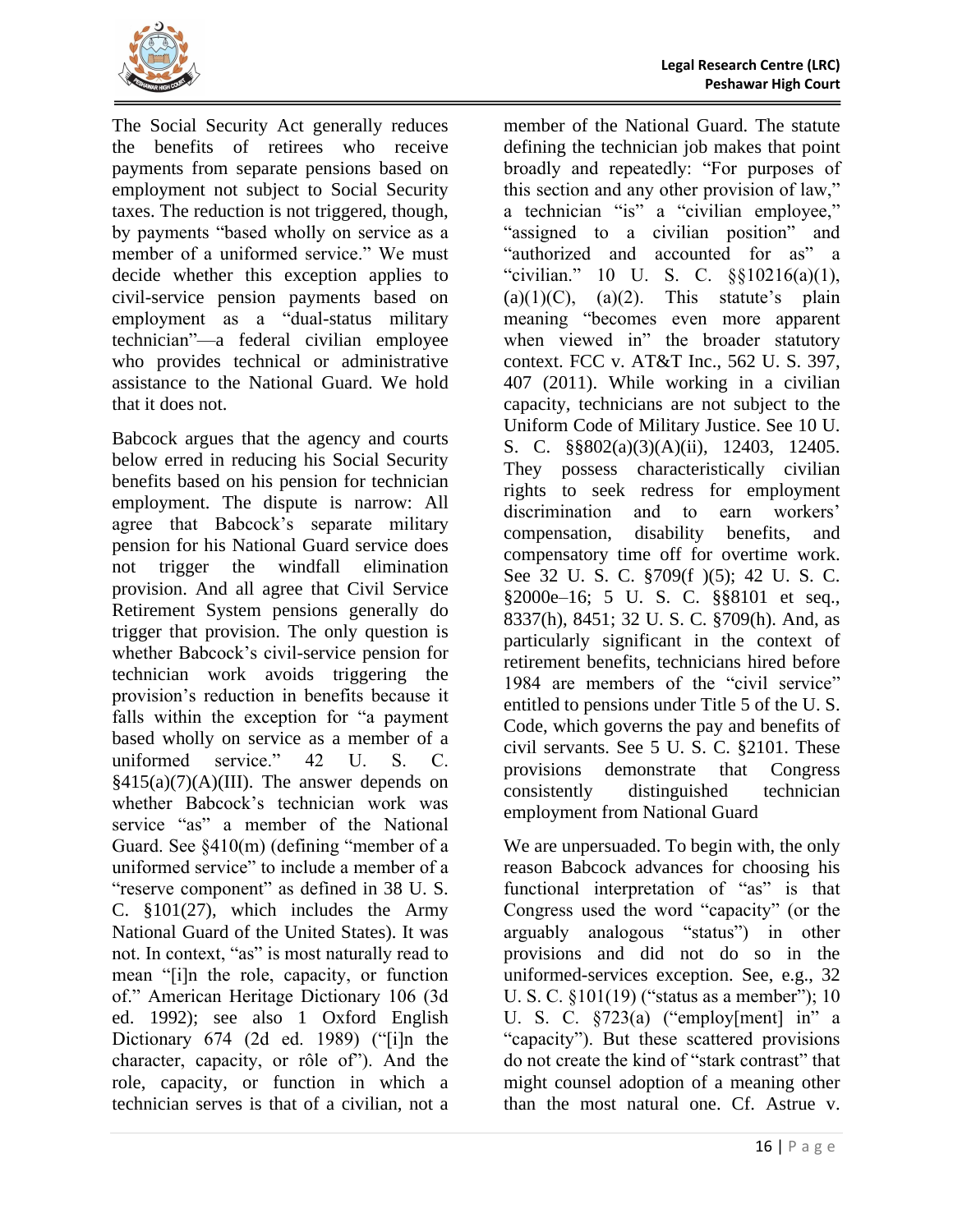The Social Security Act generally reduces the benefits of retirees who receive payments from separate pensions based on employment not subject to Social Security taxes. The reduction is not triggered, though, by payments "based wholly on service as a member of a uniformed service." We must decide whether this exception applies to civil-service pension payments based on employment as a "dual-status military technician"—a federal civilian employee who provides technical or administrative assistance to the National Guard. We hold that it does not.

Babcock argues that the agency and courts below erred in reducing his Social Security benefits based on his pension for technician employment. The dispute is narrow: All agree that Babcock's separate military pension for his National Guard service does not trigger the windfall elimination provision. And all agree that Civil Service Retirement System pensions generally do trigger that provision. The only question is whether Babcock's civil-service pension for technician work avoids triggering the provision's reduction in benefits because it falls within the exception for "a payment based wholly on service as a member of a uniformed service." 42 U. S. C. §415(a)(7)(A)(III). The answer depends on whether Babcock's technician work was service "as" a member of the National Guard. See §410(m) (defining "member of a uniformed service" to include a member of a "reserve component" as defined in 38 U. S. C. §101(27), which includes the Army National Guard of the United States). It was not. In context, "as" is most naturally read to mean "[i]n the role, capacity, or function of." American Heritage Dictionary 106 (3d ed. 1992); see also 1 Oxford English Dictionary 674 (2d ed. 1989) ("[i]n the character, capacity, or rôle of"). And the role, capacity, or function in which a technician serves is that of a civilian, not a member of the National Guard. The statute defining the technician job makes that point broadly and repeatedly: "For purposes of this section and any other provision of law," a technician "is" a "civilian employee," "assigned to a civilian position" and "authorized and accounted for as" a "civilian." 10 U. S. C. §§10216(a)(1), (a)(1)(C), (a)(2). This statute's plain meaning "becomes even more apparent when viewed in" the broader statutory context. FCC v. AT&T Inc., 562 U. S. 397, 407 (2011). While working in a civilian capacity, technicians are not subject to the Uniform Code of Military Justice. See 10 U. S. C. §§802(a)(3)(A)(ii), 12403, 12405. They possess characteristically civilian rights to seek redress for employment discrimination and to earn workers' compensation, disability benefits, and compensatory time off for overtime work. See 32 U. S. C. §709(f )(5); 42 U. S. C. §2000e–16; 5 U. S. C. §§8101 et seq., 8337(h), 8451; 32 U. S. C. §709(h). And, as particularly significant in the context of retirement benefits, technicians hired before 1984 are members of the "civil service" entitled to pensions under Title 5 of the U. S. Code, which governs the pay and benefits of civil servants. See 5 U. S. C. §2101. These provisions demonstrate that Congress consistently distinguished technician employment from National Guard

We are unpersuaded. To begin with, the only reason Babcock advances for choosing his functional interpretation of "as" is that Congress used the word "capacity" (or the arguably analogous "status") in other provisions and did not do so in the uniformed-services exception. See, e.g., 32 U. S. C. §101(19) ("status as a member"); 10 U. S. C. §723(a) ("employ[ment] in" a "capacity"). But these scattered provisions do not create the kind of "stark contrast" that might counsel adoption of a meaning other than the most natural one. Cf. Astrue v.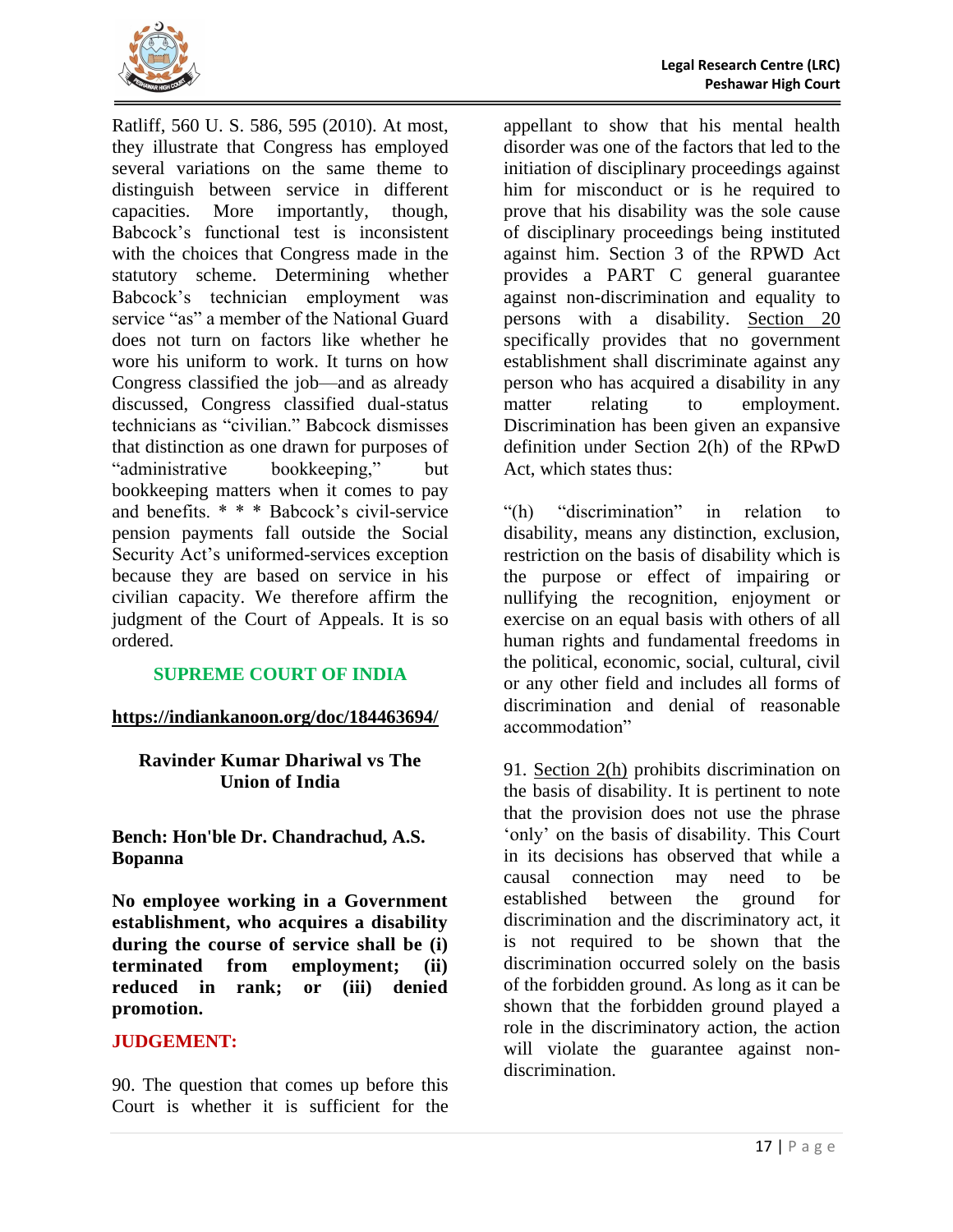Ratliff, 560 U. S. 586, 595 (2010). At most, they illustrate that Congress has employed several variations on the same theme to distinguish between service in different capacities. More importantly, though, Babcock's functional test is inconsistent with the choices that Congress made in the statutory scheme. Determining whether Babcock's technician employment was service "as" a member of the National Guard does not turn on factors like whether he wore his uniform to work. It turns on how Congress classified the job—and as already discussed, Congress classified dual-status technicians as "civilian." Babcock dismisses that distinction as one drawn for purposes of "administrative bookkeeping," but bookkeeping matters when it comes to pay and benefits. * * * Babcock's civil-service pension payments fall outside the Social Security Act's uniformed-services exception because they are based on service in his civilian capacity. We therefore affirm the judgment of the Court of Appeals. It is so ordered.

## SUPREME COURT OF INDIA

**https://indiankanoon.org/doc/184463694/**

**Ravinder Kumar Dhariwal vs The Union of India**

**Bench: Hon'ble Dr. Chandrachud, A.S. Bopanna**

**No employee working in a Government establishment, who acquires a disability during the course of service shall be (i) terminated from employment; (ii) reduced in rank; or (iii) denied promotion.**

**JUDGEMENT:**

90. The question that comes up before this Court is whether it is sufficient for the appellant to show that his mental health disorder was one of the factors that led to the initiation of disciplinary proceedings against him for misconduct or is he required to prove that his disability was the sole cause of disciplinary proceedings being instituted against him. Section 3 of the RPWD Act provides a PART C general guarantee against non-discrimination and equality to persons with a disability. Section 20 specifically provides that no government establishment shall discriminate against any person who has acquired a disability in any matter relating to employment. Discrimination has been given an expansive definition under Section 2(h) of the RPwD Act, which states thus:

"(h) "discrimination" in relation to disability, means any distinction, exclusion, restriction on the basis of disability which is the purpose or effect of impairing or nullifying the recognition, enjoyment or exercise on an equal basis with others of all human rights and fundamental freedoms in the political, economic, social, cultural, civil or any other field and includes all forms of discrimination and denial of reasonable accommodation"

91. Section 2(h) prohibits discrimination on the basis of disability. It is pertinent to note that the provision does not use the phrase 'only' on the basis of disability. This Court in its decisions has observed that while a causal connection may need to be established between the ground for discrimination and the discriminatory act, it is not required to be shown that the discrimination occurred solely on the basis of the forbidden ground. As long as it can be shown that the forbidden ground played a role in the discriminatory action, the action will violate the guarantee against non-discrimination.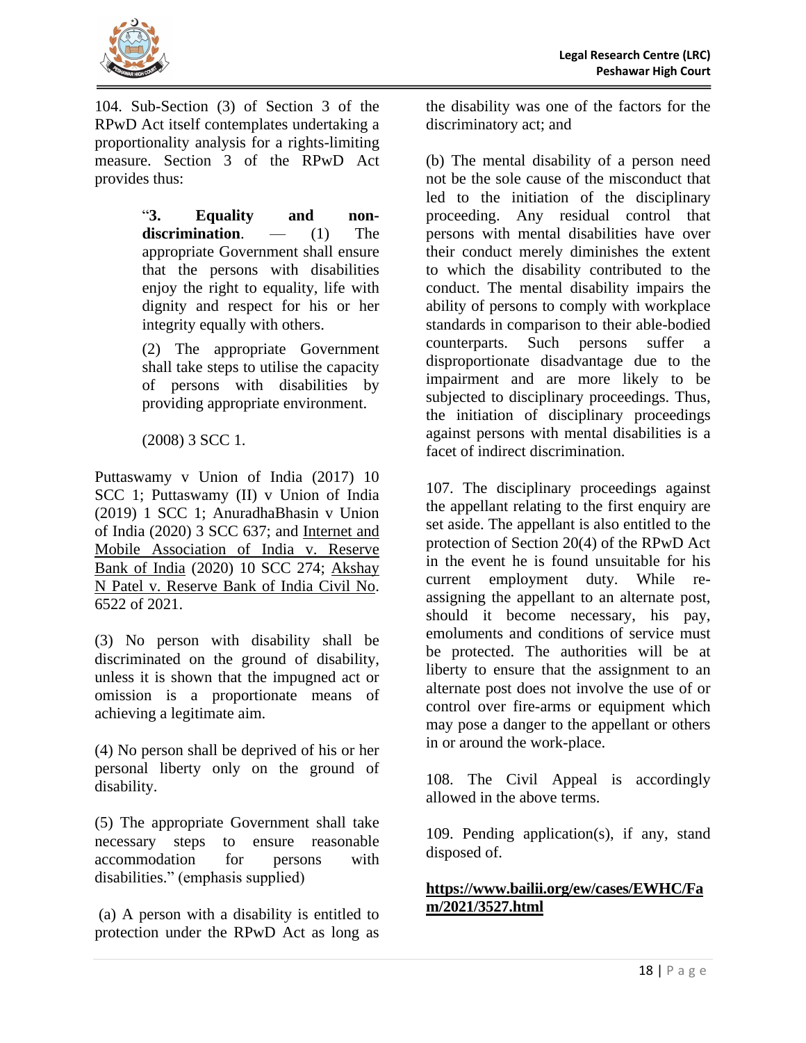104. Sub-Section (3) of Section 3 of the RPwD Act itself contemplates undertaking a proportionality analysis for a rights-limiting measure. Section 3 of the RPwD Act provides thus:

> "**3. Equality and non-discrimination**. — (1) The appropriate Government shall ensure that the persons with disabilities enjoy the right to equality, life with dignity and respect for his or her integrity equally with others.
>
> (2) The appropriate Government shall take steps to utilise the capacity of persons with disabilities by providing appropriate environment.
>
> (2008) 3 SCC 1.

Puttaswamy v Union of India (2017) 10 SCC 1; Puttaswamy (II) v Union of India (2019) 1 SCC 1; AnuradhaBhasin v Union of India (2020) 3 SCC 637; and Internet and Mobile Association of India v. Reserve Bank of India (2020) 10 SCC 274; Akshay N Patel v. Reserve Bank of India Civil No. 6522 of 2021.

(3) No person with disability shall be discriminated on the ground of disability, unless it is shown that the impugned act or omission is a proportionate means of achieving a legitimate aim.

(4) No person shall be deprived of his or her personal liberty only on the ground of disability.

(5) The appropriate Government shall take necessary steps to ensure reasonable accommodation for persons with disabilities." (emphasis supplied)

(a) A person with a disability is entitled to protection under the RPwD Act as long as the disability was one of the factors for the discriminatory act; and

(b) The mental disability of a person need not be the sole cause of the misconduct that led to the initiation of the disciplinary proceeding. Any residual control that persons with mental disabilities have over their conduct merely diminishes the extent to which the disability contributed to the conduct. The mental disability impairs the ability of persons to comply with workplace standards in comparison to their able-bodied counterparts. Such persons suffer a disproportionate disadvantage due to the impairment and are more likely to be subjected to disciplinary proceedings. Thus, the initiation of disciplinary proceedings against persons with mental disabilities is a facet of indirect discrimination.

107. The disciplinary proceedings against the appellant relating to the first enquiry are set aside. The appellant is also entitled to the protection of Section 20(4) of the RPwD Act in the event he is found unsuitable for his current employment duty. While re-assigning the appellant to an alternate post, should it become necessary, his pay, emoluments and conditions of service must be protected. The authorities will be at liberty to ensure that the assignment to an alternate post does not involve the use of or control over fire-arms or equipment which may pose a danger to the appellant or others in or around the work-place.

108. The Civil Appeal is accordingly allowed in the above terms.

109. Pending application(s), if any, stand disposed of.

**https://www.bailii.org/ew/cases/EWHC/Fam/2021/3527.html**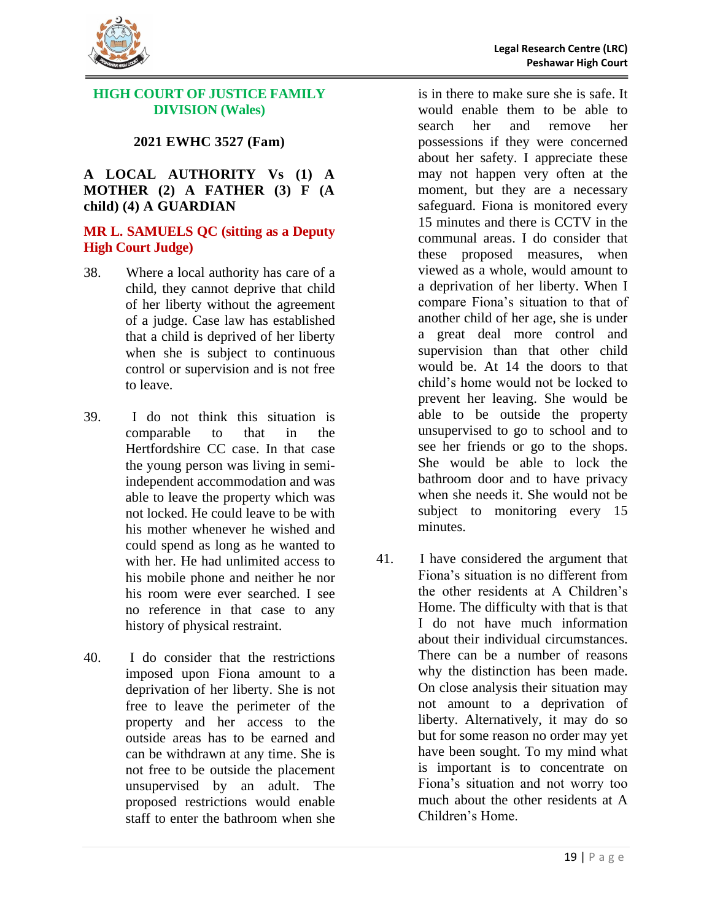**HIGH COURT OF JUSTICE FAMILY DIVISION (Wales)**

**2021 EWHC 3527 (Fam)**

**A LOCAL AUTHORITY Vs (1) A MOTHER (2) A FATHER (3) F (A child) (4) A GUARDIAN**

**MR L. SAMUELS QC (sitting as a Deputy High Court Judge)**

38. Where a local authority has care of a child, they cannot deprive that child of her liberty without the agreement of a judge. Case law has established that a child is deprived of her liberty when she is subject to continuous control or supervision and is not free to leave.

39. I do not think this situation is comparable to that in the Hertfordshire CC case. In that case the young person was living in semi-independent accommodation and was able to leave the property which was not locked. He could leave to be with his mother whenever he wished and could spend as long as he wanted to with her. He had unlimited access to his mobile phone and neither he nor his room were ever searched. I see no reference in that case to any history of physical restraint.

40. I do consider that the restrictions imposed upon Fiona amount to a deprivation of her liberty. She is not free to leave the perimeter of the property and her access to the outside areas has to be earned and can be withdrawn at any time. She is not free to be outside the placement unsupervised by an adult. The proposed restrictions would enable staff to enter the bathroom when she is in there to make sure she is safe. It would enable them to be able to search her and remove her possessions if they were concerned about her safety. I appreciate these may not happen very often at the moment, but they are a necessary safeguard. Fiona is monitored every 15 minutes and there is CCTV in the communal areas. I do consider that these proposed measures, when viewed as a whole, would amount to a deprivation of her liberty. When I compare Fiona's situation to that of another child of her age, she is under a great deal more control and supervision than that other child would be. At 14 the doors to that child's home would not be locked to prevent her leaving. She would be able to be outside the property unsupervised to go to school and to see her friends or go to the shops. She would be able to lock the bathroom door and to have privacy when she needs it. She would not be subject to monitoring every 15 minutes.

41. I have considered the argument that Fiona's situation is no different from the other residents at A Children's Home. The difficulty with that is that I do not have much information about their individual circumstances. There can be a number of reasons why the distinction has been made. On close analysis their situation may not amount to a deprivation of liberty. Alternatively, it may do so but for some reason no order may yet have been sought. To my mind what is important is to concentrate on Fiona's situation and not worry too much about the other residents at A Children's Home.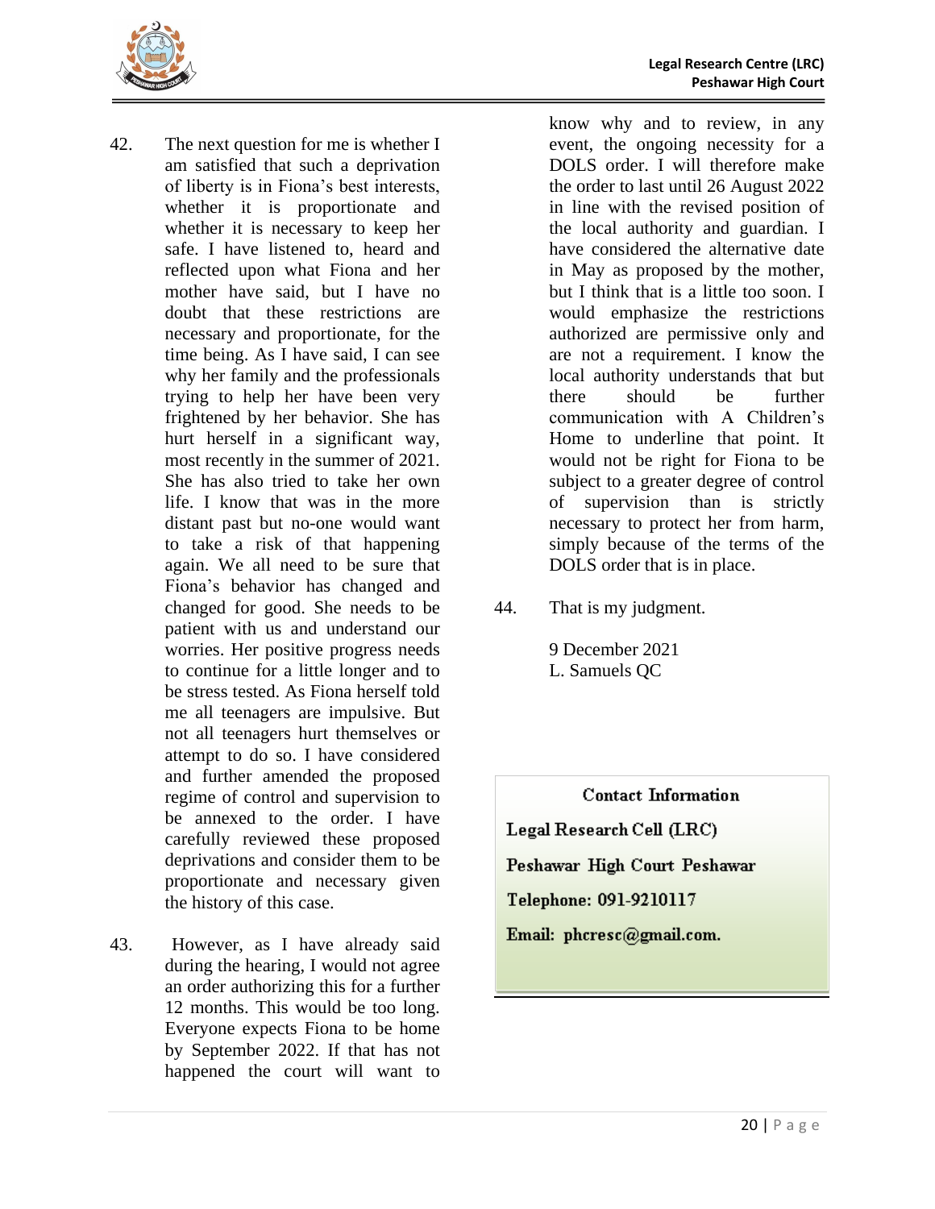42. The next question for me is whether I am satisfied that such a deprivation of liberty is in Fiona's best interests, whether it is proportionate and whether it is necessary to keep her safe. I have listened to, heard and reflected upon what Fiona and her mother have said, but I have no doubt that these restrictions are necessary and proportionate, for the time being. As I have said, I can see why her family and the professionals trying to help her have been very frightened by her behavior. She has hurt herself in a significant way, most recently in the summer of 2021. She has also tried to take her own life. I know that was in the more distant past but no-one would want to take a risk of that happening again. We all need to be sure that Fiona's behavior has changed and changed for good. She needs to be patient with us and understand our worries. Her positive progress needs to continue for a little longer and to be stress tested. As Fiona herself told me all teenagers are impulsive. But not all teenagers hurt themselves or attempt to do so. I have considered and further amended the proposed regime of control and supervision to be annexed to the order. I have carefully reviewed these proposed deprivations and consider them to be proportionate and necessary given the history of this case.

43. However, as I have already said during the hearing, I would not agree an order authorizing this for a further 12 months. This would be too long. Everyone expects Fiona to be home by September 2022. If that has not happened the court will want to know why and to review, in any event, the ongoing necessity for a DOLS order. I will therefore make the order to last until 26 August 2022 in line with the revised position of the local authority and guardian. I have considered the alternative date in May as proposed by the mother, but I think that is a little too soon. I would emphasize the restrictions authorized are permissive only and are not a requirement. I know the local authority understands that but there should be further communication with A Children's Home to underline that point. It would not be right for Fiona to be subject to a greater degree of control of supervision than is strictly necessary to protect her from harm, simply because of the terms of the DOLS order that is in place.

44. That is my judgment.

9 December 2021
L. Samuels QC

**Contact Information**

**Legal Research Cell (LRC)**

**Peshawar High Court Peshawar**

**Telephone: 091-9210117**

**Email: phcresc@gmail.com.**